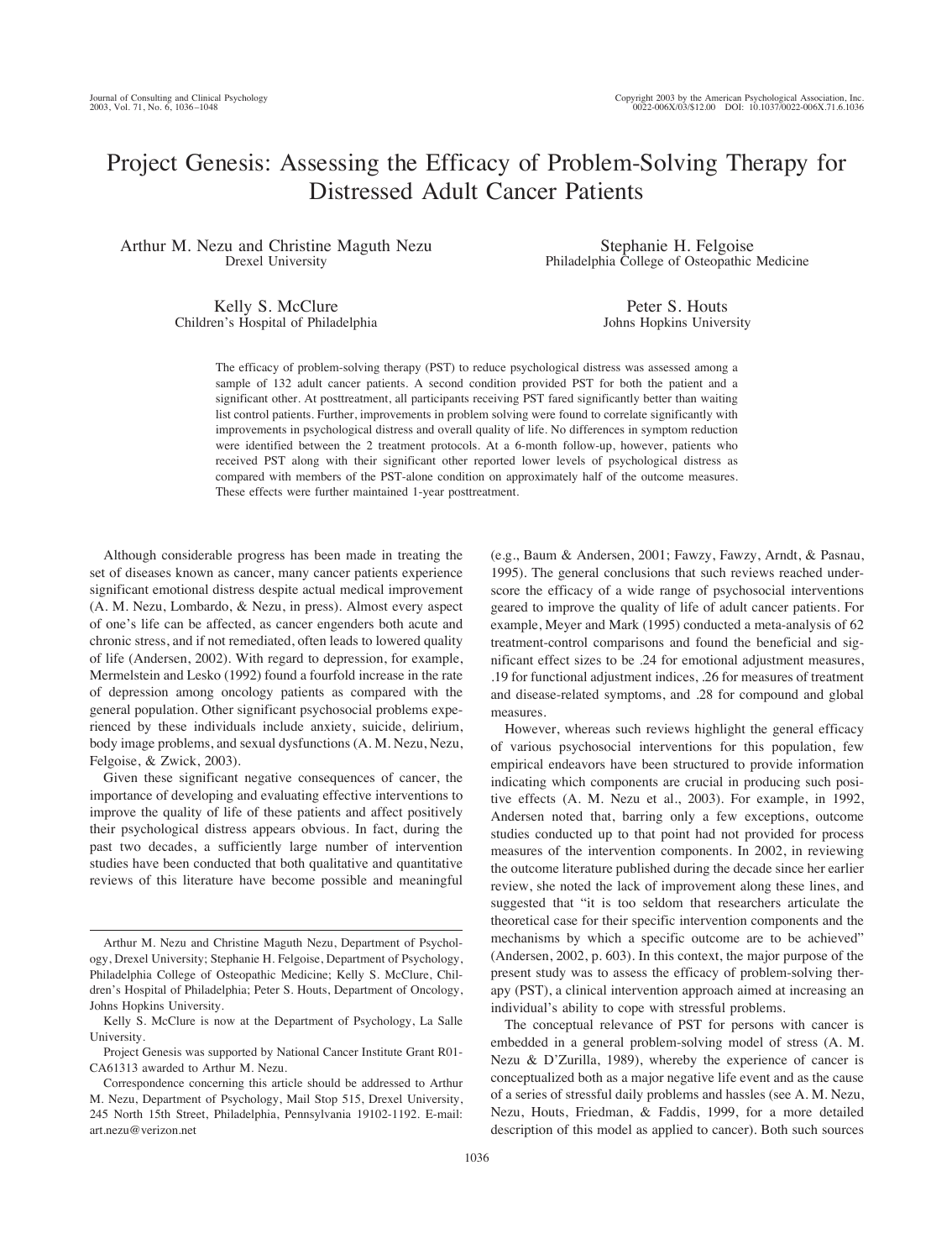# Project Genesis: Assessing the Efficacy of Problem-Solving Therapy for Distressed Adult Cancer Patients

Arthur M. Nezu and Christine Maguth Nezu
Drexel University

Stephanie H. Felgoise
Philadelphia College of Osteopathic Medicine

Kelly S. McClure
Children's Hospital of Philadelphia

Peter S. Houts
Johns Hopkins University

The efficacy of problem-solving therapy (PST) to reduce psychological distress was assessed among a sample of 132 adult cancer patients. A second condition provided PST for both the patient and a significant other. At posttreatment, all participants receiving PST fared significantly better than waiting list control patients. Further, improvements in problem solving were found to correlate significantly with improvements in psychological distress and overall quality of life. No differences in symptom reduction were identified between the 2 treatment protocols. At a 6-month follow-up, however, patients who received PST along with their significant other reported lower levels of psychological distress as compared with members of the PST-alone condition on approximately half of the outcome measures. These effects were further maintained 1-year posttreatment.

Although considerable progress has been made in treating the set of diseases known as cancer, many cancer patients experience significant emotional distress despite actual medical improvement (A. M. Nezu, Lombardo, & Nezu, in press). Almost every aspect of one's life can be affected, as cancer engenders both acute and chronic stress, and if not remediated, often leads to lowered quality of life (Andersen, 2002). With regard to depression, for example, Mermelstein and Lesko (1992) found a fourfold increase in the rate of depression among oncology patients as compared with the general population. Other significant psychosocial problems experienced by these individuals include anxiety, suicide, delirium, body image problems, and sexual dysfunctions (A. M. Nezu, Nezu, Felgoise, & Zwick, 2003).

Given these significant negative consequences of cancer, the importance of developing and evaluating effective interventions to improve the quality of life of these patients and affect positively their psychological distress appears obvious. In fact, during the past two decades, a sufficiently large number of intervention studies have been conducted that both qualitative and quantitative reviews of this literature have become possible and meaningful (e.g., Baum & Andersen, 2001; Fawzy, Fawzy, Arndt, & Pasnau, 1995). The general conclusions that such reviews reached underscore the efficacy of a wide range of psychosocial interventions geared to improve the quality of life of adult cancer patients. For example, Meyer and Mark (1995) conducted a meta-analysis of 62 treatment-control comparisons and found the beneficial and significant effect sizes to be .24 for emotional adjustment measures, .19 for functional adjustment indices, .26 for measures of treatment and disease-related symptoms, and .28 for compound and global measures.

However, whereas such reviews highlight the general efficacy of various psychosocial interventions for this population, few empirical endeavors have been structured to provide information indicating which components are crucial in producing such positive effects (A. M. Nezu et al., 2003). For example, in 1992, Andersen noted that, barring only a few exceptions, outcome studies conducted up to that point had not provided for process measures of the intervention components. In 2002, in reviewing the outcome literature published during the decade since her earlier review, she noted the lack of improvement along these lines, and suggested that "it is too seldom that researchers articulate the theoretical case for their specific intervention components and the mechanisms by which a specific outcome are to be achieved" (Andersen, 2002, p. 603). In this context, the major purpose of the present study was to assess the efficacy of problem-solving therapy (PST), a clinical intervention approach aimed at increasing an individual's ability to cope with stressful problems.

The conceptual relevance of PST for persons with cancer is embedded in a general problem-solving model of stress (A. M. Nezu & D'Zurilla, 1989), whereby the experience of cancer is conceptualized both as a major negative life event and as the cause of a series of stressful daily problems and hassles (see A. M. Nezu, Nezu, Houts, Friedman, & Faddis, 1999, for a more detailed description of this model as applied to cancer). Both such sources

---

Arthur M. Nezu and Christine Maguth Nezu, Department of Psychology, Drexel University; Stephanie H. Felgoise, Department of Psychology, Philadelphia College of Osteopathic Medicine; Kelly S. McClure, Children's Hospital of Philadelphia; Peter S. Houts, Department of Oncology, Johns Hopkins University.

Kelly S. McClure is now at the Department of Psychology, La Salle University.

Project Genesis was supported by National Cancer Institute Grant R01-CA61313 awarded to Arthur M. Nezu.

Correspondence concerning this article should be addressed to Arthur M. Nezu, Department of Psychology, Mail Stop 515, Drexel University, 245 North 15th Street, Philadelphia, Pennsylvania 19102-1192. E-mail: art.nezu@verizon.net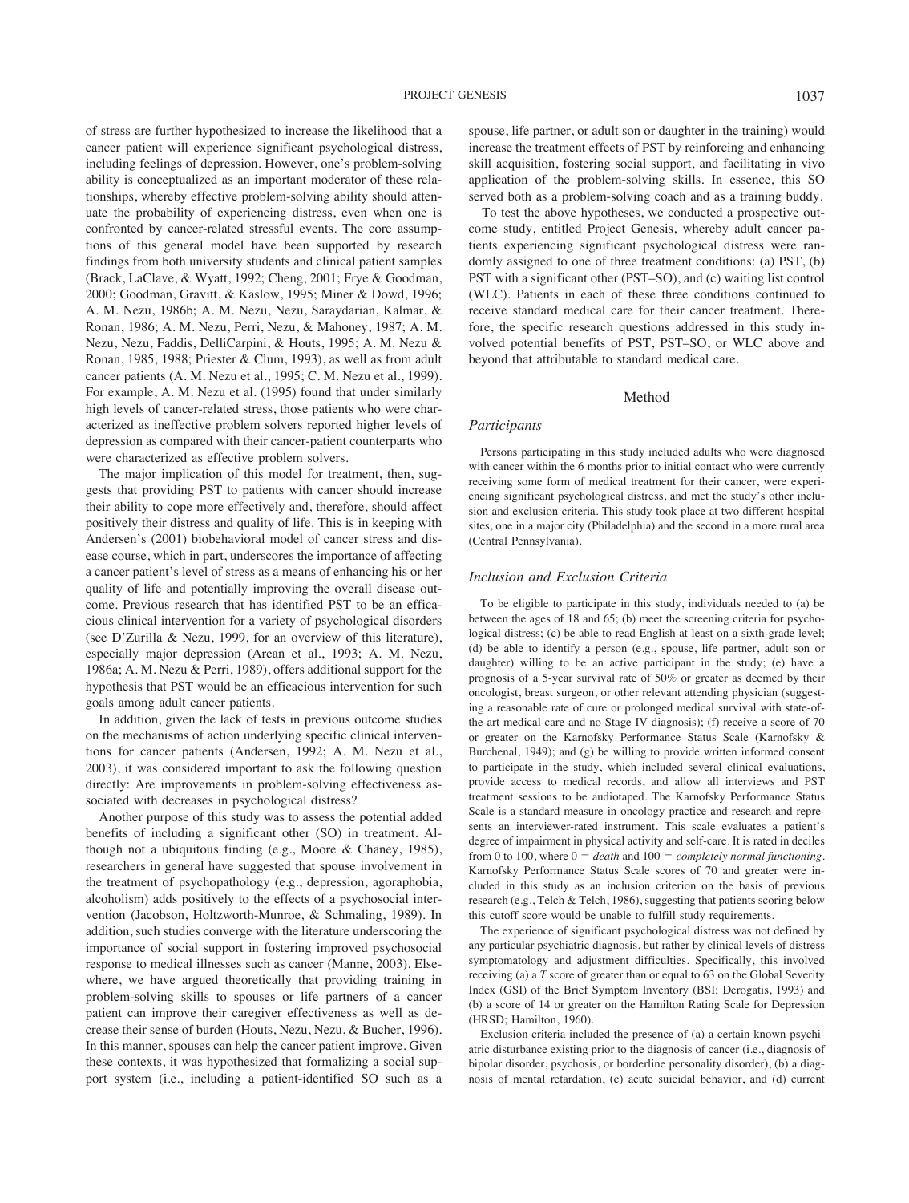of stress are further hypothesized to increase the likelihood that a cancer patient will experience significant psychological distress, including feelings of depression. However, one's problem-solving ability is conceptualized as an important moderator of these relationships, whereby effective problem-solving ability should attenuate the probability of experiencing distress, even when one is confronted by cancer-related stressful events. The core assumptions of this general model have been supported by research findings from both university students and clinical patient samples (Brack, LaClave, & Wyatt, 1992; Cheng, 2001; Frye & Goodman, 2000; Goodman, Gravitt, & Kaslow, 1995; Miner & Dowd, 1996; A. M. Nezu, 1986b; A. M. Nezu, Nezu, Saraydarian, Kalmar, & Ronan, 1986; A. M. Nezu, Perri, Nezu, & Mahoney, 1987; A. M. Nezu, Nezu, Faddis, DelliCarpini, & Houts, 1995; A. M. Nezu & Ronan, 1985, 1988; Priester & Clum, 1993), as well as from adult cancer patients (A. M. Nezu et al., 1995; C. M. Nezu et al., 1999). For example, A. M. Nezu et al. (1995) found that under similarly high levels of cancer-related stress, those patients who were characterized as ineffective problem solvers reported higher levels of depression as compared with their cancer-patient counterparts who were characterized as effective problem solvers.

The major implication of this model for treatment, then, suggests that providing PST to patients with cancer should increase their ability to cope more effectively and, therefore, should affect positively their distress and quality of life. This is in keeping with Andersen's (2001) biobehavioral model of cancer stress and disease course, which in part, underscores the importance of affecting a cancer patient's level of stress as a means of enhancing his or her quality of life and potentially improving the overall disease outcome. Previous research that has identified PST to be an efficacious clinical intervention for a variety of psychological disorders (see D'Zurilla & Nezu, 1999, for an overview of this literature), especially major depression (Arean et al., 1993; A. M. Nezu, 1986a; A. M. Nezu & Perri, 1989), offers additional support for the hypothesis that PST would be an efficacious intervention for such goals among adult cancer patients.

In addition, given the lack of tests in previous outcome studies on the mechanisms of action underlying specific clinical interventions for cancer patients (Andersen, 1992; A. M. Nezu et al., 2003), it was considered important to ask the following question directly: Are improvements in problem-solving effectiveness associated with decreases in psychological distress?

Another purpose of this study was to assess the potential added benefits of including a significant other (SO) in treatment. Although not a ubiquitous finding (e.g., Moore & Chaney, 1985), researchers in general have suggested that spouse involvement in the treatment of psychopathology (e.g., depression, agoraphobia, alcoholism) adds positively to the effects of a psychosocial intervention (Jacobson, Holtzworth-Munroe, & Schmaling, 1989). In addition, such studies converge with the literature underscoring the importance of social support in fostering improved psychosocial response to medical illnesses such as cancer (Manne, 2003). Elsewhere, we have argued theoretically that providing training in problem-solving skills to spouses or life partners of a cancer patient can improve their caregiver effectiveness as well as decrease their sense of burden (Houts, Nezu, Nezu, & Bucher, 1996). In this manner, spouses can help the cancer patient improve. Given these contexts, it was hypothesized that formalizing a social support system (i.e., including a patient-identified SO such as a spouse, life partner, or adult son or daughter in the training) would increase the treatment effects of PST by reinforcing and enhancing skill acquisition, fostering social support, and facilitating in vivo application of the problem-solving skills. In essence, this SO served both as a problem-solving coach and as a training buddy.

To test the above hypotheses, we conducted a prospective outcome study, entitled Project Genesis, whereby adult cancer patients experiencing significant psychological distress were randomly assigned to one of three treatment conditions: (a) PST, (b) PST with a significant other (PST–SO), and (c) waiting list control (WLC). Patients in each of these three conditions continued to receive standard medical care for their cancer treatment. Therefore, the specific research questions addressed in this study involved potential benefits of PST, PST–SO, or WLC above and beyond that attributable to standard medical care.

## Method

### Participants

Persons participating in this study included adults who were diagnosed with cancer within the 6 months prior to initial contact who were currently receiving some form of medical treatment for their cancer, were experiencing significant psychological distress, and met the study's other inclusion and exclusion criteria. This study took place at two different hospital sites, one in a major city (Philadelphia) and the second in a more rural area (Central Pennsylvania).

### Inclusion and Exclusion Criteria

To be eligible to participate in this study, individuals needed to (a) be between the ages of 18 and 65; (b) meet the screening criteria for psychological distress; (c) be able to read English at least on a sixth-grade level; (d) be able to identify a person (e.g., spouse, life partner, adult son or daughter) willing to be an active participant in the study; (e) have a prognosis of a 5-year survival rate of 50% or greater as deemed by their oncologist, breast surgeon, or other relevant attending physician (suggesting a reasonable rate of cure or prolonged medical survival with state-of-the-art medical care and no Stage IV diagnosis); (f) receive a score of 70 or greater on the Karnofsky Performance Status Scale (Karnofsky & Burchenal, 1949); and (g) be willing to provide written informed consent to participate in the study, which included several clinical evaluations, provide access to medical records, and allow all interviews and PST treatment sessions to be audiotaped. The Karnofsky Performance Status Scale is a standard measure in oncology practice and research and represents an interviewer-rated instrument. This scale evaluates a patient's degree of impairment in physical activity and self-care. It is rated in deciles from 0 to 100, where 0 = *death* and 100 = *completely normal functioning*. Karnofsky Performance Status Scale scores of 70 and greater were included in this study as an inclusion criterion on the basis of previous research (e.g., Telch & Telch, 1986), suggesting that patients scoring below this cutoff score would be unable to fulfill study requirements.

The experience of significant psychological distress was not defined by any particular psychiatric diagnosis, but rather by clinical levels of distress symptomatology and adjustment difficulties. Specifically, this involved receiving (a) a *T* score of greater than or equal to 63 on the Global Severity Index (GSI) of the Brief Symptom Inventory (BSI; Derogatis, 1993) and (b) a score of 14 or greater on the Hamilton Rating Scale for Depression (HRSD; Hamilton, 1960).

Exclusion criteria included the presence of (a) a certain known psychiatric disturbance existing prior to the diagnosis of cancer (i.e., diagnosis of bipolar disorder, psychosis, or borderline personality disorder), (b) a diagnosis of mental retardation, (c) acute suicidal behavior, and (d) current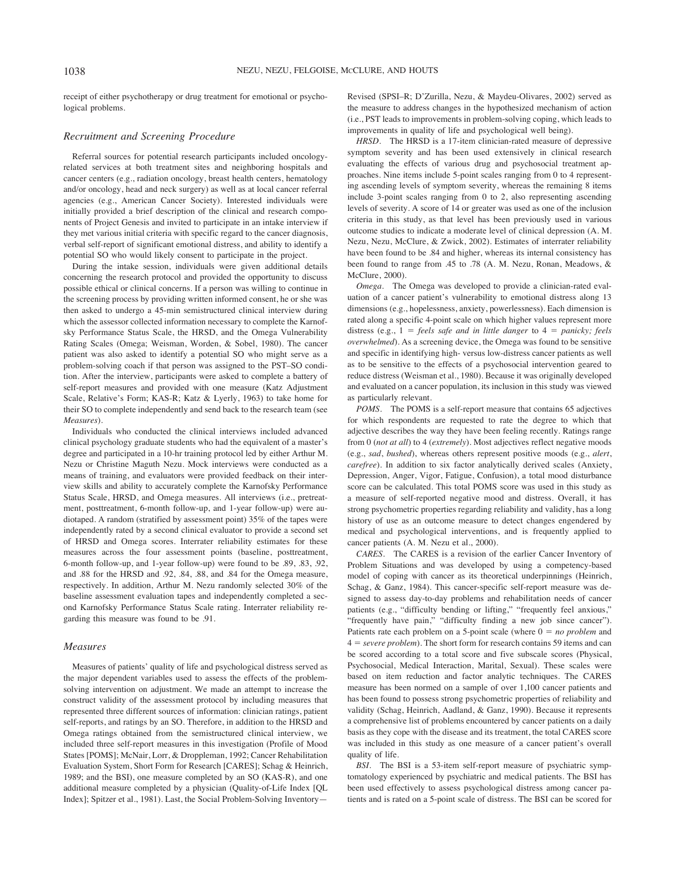receipt of either psychotherapy or drug treatment for emotional or psychological problems.

### Recruitment and Screening Procedure

Referral sources for potential research participants included oncology-related services at both treatment sites and neighboring hospitals and cancer centers (e.g., radiation oncology, breast health centers, hematology and/or oncology, head and neck surgery) as well as at local cancer referral agencies (e.g., American Cancer Society). Interested individuals were initially provided a brief description of the clinical and research components of Project Genesis and invited to participate in an intake interview if they met various initial criteria with specific regard to the cancer diagnosis, verbal self-report of significant emotional distress, and ability to identify a potential SO who would likely consent to participate in the project.

During the intake session, individuals were given additional details concerning the research protocol and provided the opportunity to discuss possible ethical or clinical concerns. If a person was willing to continue in the screening process by providing written informed consent, he or she was then asked to undergo a 45-min semistructured clinical interview during which the assessor collected information necessary to complete the Karnofsky Performance Status Scale, the HRSD, and the Omega Vulnerability Rating Scales (Omega; Weisman, Worden, & Sobel, 1980). The cancer patient was also asked to identify a potential SO who might serve as a problem-solving coach if that person was assigned to the PST–SO condition. After the interview, participants were asked to complete a battery of self-report measures and provided with one measure (Katz Adjustment Scale, Relative's Form; KAS-R; Katz & Lyerly, 1963) to take home for their SO to complete independently and send back to the research team (see *Measures*).

Individuals who conducted the clinical interviews included advanced clinical psychology graduate students who had the equivalent of a master's degree and participated in a 10-hr training protocol led by either Arthur M. Nezu or Christine Maguth Nezu. Mock interviews were conducted as a means of training, and evaluators were provided feedback on their interview skills and ability to accurately complete the Karnofsky Performance Status Scale, HRSD, and Omega measures. All interviews (i.e., pretreatment, posttreatment, 6-month follow-up, and 1-year follow-up) were audiotaped. A random (stratified by assessment point) 35% of the tapes were independently rated by a second clinical evaluator to provide a second set of HRSD and Omega scores. Interrater reliability estimates for these measures across the four assessment points (baseline, posttreatment, 6-month follow-up, and 1-year follow-up) were found to be .89, .83, .92, and .88 for the HRSD and .92, .84, .88, and .84 for the Omega measure, respectively. In addition, Arthur M. Nezu randomly selected 30% of the baseline assessment evaluation tapes and independently completed a second Karnofsky Performance Status Scale rating. Interrater reliability regarding this measure was found to be .91.

### Measures

Measures of patients' quality of life and psychological distress served as the major dependent variables used to assess the effects of the problem-solving intervention on adjustment. We made an attempt to increase the construct validity of the assessment protocol by including measures that represented three different sources of information: clinician ratings, patient self-reports, and ratings by an SO. Therefore, in addition to the HRSD and Omega ratings obtained from the semistructured clinical interview, we included three self-report measures in this investigation (Profile of Mood States [POMS]; McNair, Lorr, & Droppleman, 1992; Cancer Rehabilitation Evaluation System, Short Form for Research [CARES]; Schag & Heinrich, 1989; and the BSI), one measure completed by an SO (KAS-R), and one additional measure completed by a physician (Quality-of-Life Index [QL Index]; Spitzer et al., 1981). Last, the Social Problem-Solving Inventory—Revised (SPSI–R; D'Zurilla, Nezu, & Maydeu-Olivares, 2002) served as the measure to address changes in the hypothesized mechanism of action (i.e., PST leads to improvements in problem-solving coping, which leads to improvements in quality of life and psychological well being).

*HRSD.* The HRSD is a 17-item clinician-rated measure of depressive symptom severity and has been used extensively in clinical research evaluating the effects of various drug and psychosocial treatment approaches. Nine items include 5-point scales ranging from 0 to 4 representing ascending levels of symptom severity, whereas the remaining 8 items include 3-point scales ranging from 0 to 2, also representing ascending levels of severity. A score of 14 or greater was used as one of the inclusion criteria in this study, as that level has been previously used in various outcome studies to indicate a moderate level of clinical depression (A. M. Nezu, Nezu, McClure, & Zwick, 2002). Estimates of interrater reliability have been found to be .84 and higher, whereas its internal consistency has been found to range from .45 to .78 (A. M. Nezu, Ronan, Meadows, & McClure, 2000).

*Omega.* The Omega was developed to provide a clinician-rated evaluation of a cancer patient's vulnerability to emotional distress along 13 dimensions (e.g., hopelessness, anxiety, powerlessness). Each dimension is rated along a specific 4-point scale on which higher values represent more distress (e.g., 1 = *feels safe and in little danger* to 4 = *panicky; feels overwhelmed*). As a screening device, the Omega was found to be sensitive and specific in identifying high- versus low-distress cancer patients as well as to be sensitive to the effects of a psychosocial intervention geared to reduce distress (Weisman et al., 1980). Because it was originally developed and evaluated on a cancer population, its inclusion in this study was viewed as particularly relevant.

*POMS.* The POMS is a self-report measure that contains 65 adjectives for which respondents are requested to rate the degree to which that adjective describes the way they have been feeling recently. Ratings range from 0 (*not at all*) to 4 (*extremely*). Most adjectives reflect negative moods (e.g., *sad*, *bushed*), whereas others represent positive moods (e.g., *alert*, *carefree*). In addition to six factor analytically derived scales (Anxiety, Depression, Anger, Vigor, Fatigue, Confusion), a total mood disturbance score can be calculated. This total POMS score was used in this study as a measure of self-reported negative mood and distress. Overall, it has strong psychometric properties regarding reliability and validity, has a long history of use as an outcome measure to detect changes engendered by medical and psychological interventions, and is frequently applied to cancer patients (A. M. Nezu et al., 2000).

*CARES.* The CARES is a revision of the earlier Cancer Inventory of Problem Situations and was developed by using a competency-based model of coping with cancer as its theoretical underpinnings (Heinrich, Schag, & Ganz, 1984). This cancer-specific self-report measure was designed to assess day-to-day problems and rehabilitation needs of cancer patients (e.g., "difficulty bending or lifting," "frequently feel anxious," "frequently have pain," "difficulty finding a new job since cancer"). Patients rate each problem on a 5-point scale (where 0 = *no problem* and 4 = *severe problem*). The short form for research contains 59 items and can be scored according to a total score and five subscale scores (Physical, Psychosocial, Medical Interaction, Marital, Sexual). These scales were based on item reduction and factor analytic techniques. The CARES measure has been normed on a sample of over 1,100 cancer patients and has been found to possess strong psychometric properties of reliability and validity (Schag, Heinrich, Aadland, & Ganz, 1990). Because it represents a comprehensive list of problems encountered by cancer patients on a daily basis as they cope with the disease and its treatment, the total CARES score was included in this study as one measure of a cancer patient's overall quality of life.

*BSI.* The BSI is a 53-item self-report measure of psychiatric symptomatology experienced by psychiatric and medical patients. The BSI has been used effectively to assess psychological distress among cancer patients and is rated on a 5-point scale of distress. The BSI can be scored for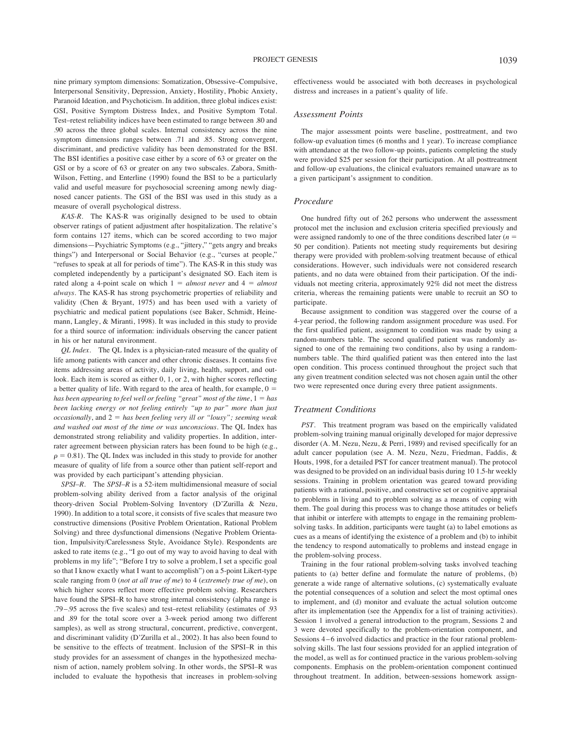nine primary symptom dimensions: Somatization, Obsessive–Compulsive, Interpersonal Sensitivity, Depression, Anxiety, Hostility, Phobic Anxiety, Paranoid Ideation, and Psychoticism. In addition, three global indices exist: GSI, Positive Symptom Distress Index, and Positive Symptom Total. Test–retest reliability indices have been estimated to range between .80 and .90 across the three global scales. Internal consistency across the nine symptom dimensions ranges between .71 and .85. Strong convergent, discriminant, and predictive validity has been demonstrated for the BSI. The BSI identifies a positive case either by a score of 63 or greater on the GSI or by a score of 63 or greater on any two subscales. Zabora, Smith-Wilson, Fetting, and Enterline (1990) found the BSI to be a particularly valid and useful measure for psychosocial screening among newly diagnosed cancer patients. The GSI of the BSI was used in this study as a measure of overall psychological distress.

*KAS-R.* The KAS-R was originally designed to be used to obtain observer ratings of patient adjustment after hospitalization. The relative's form contains 127 items, which can be scored according to two major dimensions—Psychiatric Symptoms (e.g., "jittery," "gets angry and breaks things") and Interpersonal or Social Behavior (e.g., "curses at people," "refuses to speak at all for periods of time"). The KAS-R in this study was completed independently by a participant's designated SO. Each item is rated along a 4-point scale on which 1 = *almost never* and 4 = *almost always*. The KAS-R has strong psychometric properties of reliability and validity (Chen & Bryant, 1975) and has been used with a variety of psychiatric and medical patient populations (see Baker, Schmidt, Heinemann, Langley, & Miranti, 1998). It was included in this study to provide for a third source of information: individuals observing the cancer patient in his or her natural environment.

*QL Index.* The QL Index is a physician-rated measure of the quality of life among patients with cancer and other chronic diseases. It contains five items addressing areas of activity, daily living, health, support, and outlook. Each item is scored as either 0, 1, or 2, with higher scores reflecting a better quality of life. With regard to the area of health, for example, 0 = *has been appearing to feel well or feeling "great" most of the time*, 1 = *has been lacking energy or not feeling entirely "up to par" more than just occasionally*, and 2 = *has been feeling very ill or "lousy"; seeming weak and washed out most of the time or was unconscious*. The QL Index has demonstrated strong reliability and validity properties. In addition, interrater agreement between physician raters has been found to be high (e.g., $\rho = 0.81$). The QL Index was included in this study to provide for another measure of quality of life from a source other than patient self-report and was provided by each participant's attending physician.

*SPSI–R.* The *SPSI–R* is a 52-item multidimensional measure of social problem-solving ability derived from a factor analysis of the original theory-driven Social Problem-Solving Inventory (D'Zurilla & Nezu, 1990). In addition to a total score, it consists of five scales that measure two constructive dimensions (Positive Problem Orientation, Rational Problem Solving) and three dysfunctional dimensions (Negative Problem Orientation, Impulsivity/Carelessness Style, Avoidance Style). Respondents are asked to rate items (e.g., "I go out of my way to avoid having to deal with problems in my life"; "Before I try to solve a problem, I set a specific goal so that I know exactly what I want to accomplish") on a 5-point Likert-type scale ranging from 0 (*not at all true of me*) to 4 (*extremely true of me*), on which higher scores reflect more effective problem solving. Researchers have found the SPSI–R to have strong internal consistency (alpha range is .79–.95 across the five scales) and test–retest reliability (estimates of .93 and .89 for the total score over a 3-week period among two different samples), as well as strong structural, concurrent, predictive, convergent, and discriminant validity (D'Zurilla et al., 2002). It has also been found to be sensitive to the effects of treatment. Inclusion of the SPSI–R in this study provides for an assessment of changes in the hypothesized mechanism of action, namely problem solving. In other words, the SPSI–R was included to evaluate the hypothesis that increases in problem-solving effectiveness would be associated with both decreases in psychological distress and increases in a patient's quality of life.

### Assessment Points

The major assessment points were baseline, posttreatment, and two follow-up evaluation times (6 months and 1 year). To increase compliance with attendance at the two follow-up points, patients completing the study were provided $25 per session for their participation. At all posttreatment and follow-up evaluations, the clinical evaluators remained unaware as to a given participant's assignment to condition.

### Procedure

One hundred fifty out of 262 persons who underwent the assessment protocol met the inclusion and exclusion criteria specified previously and were assigned randomly to one of the three conditions described later ($n$ = 50 per condition). Patients not meeting study requirements but desiring therapy were provided with problem-solving treatment because of ethical considerations. However, such individuals were not considered research patients, and no data were obtained from their participation. Of the individuals not meeting criteria, approximately 92% did not meet the distress criteria, whereas the remaining patients were unable to recruit an SO to participate.

Because assignment to condition was staggered over the course of a 4-year period, the following random assignment procedure was used. For the first qualified patient, assignment to condition was made by using a random-numbers table. The second qualified patient was randomly assigned to one of the remaining two conditions, also by using a random-numbers table. The third qualified patient was then entered into the last open condition. This process continued throughout the project such that any given treatment condition selected was not chosen again until the other two were represented once during every three patient assignments.

### Treatment Conditions

*PST.* This treatment program was based on the empirically validated problem-solving training manual originally developed for major depressive disorder (A. M. Nezu, Nezu, & Perri, 1989) and revised specifically for an adult cancer population (see A. M. Nezu, Nezu, Friedman, Faddis, & Houts, 1998, for a detailed PST for cancer treatment manual). The protocol was designed to be provided on an individual basis during 10 1.5-hr weekly sessions. Training in problem orientation was geared toward providing patients with a rational, positive, and constructive set or cognitive appraisal to problems in living and to problem solving as a means of coping with them. The goal during this process was to change those attitudes or beliefs that inhibit or interfere with attempts to engage in the remaining problem-solving tasks. In addition, participants were taught (a) to label emotions as cues as a means of identifying the existence of a problem and (b) to inhibit the tendency to respond automatically to problems and instead engage in the problem-solving process.

Training in the four rational problem-solving tasks involved teaching patients to (a) better define and formulate the nature of problems, (b) generate a wide range of alternative solutions, (c) systematically evaluate the potential consequences of a solution and select the most optimal ones to implement, and (d) monitor and evaluate the actual solution outcome after its implementation (see the Appendix for a list of training activities). Session 1 involved a general introduction to the program, Sessions 2 and 3 were devoted specifically to the problem-orientation component, and Sessions 4–6 involved didactics and practice in the four rational problem-solving skills. The last four sessions provided for an applied integration of the model, as well as for continued practice in the various problem-solving components. Emphasis on the problem-orientation component continued throughout treatment. In addition, between-sessions homework assign-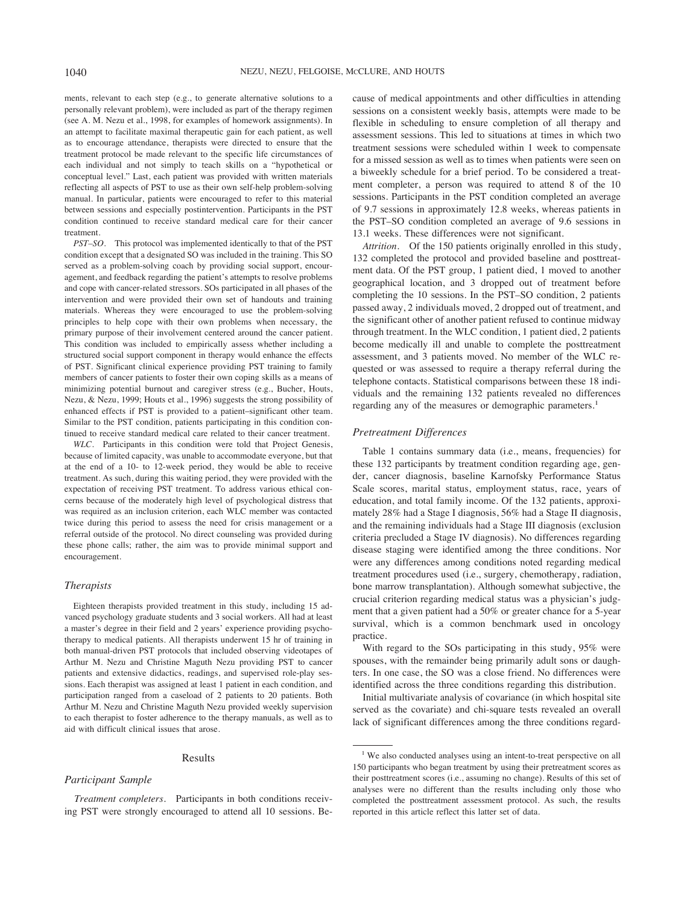ments, relevant to each step (e.g., to generate alternative solutions to a personally relevant problem), were included as part of the therapy regimen (see A. M. Nezu et al., 1998, for examples of homework assignments). In an attempt to facilitate maximal therapeutic gain for each patient, as well as to encourage attendance, therapists were directed to ensure that the treatment protocol be made relevant to the specific life circumstances of each individual and not simply to teach skills on a "hypothetical or conceptual level." Last, each patient was provided with written materials reflecting all aspects of PST to use as their own self-help problem-solving manual. In particular, patients were encouraged to refer to this material between sessions and especially postintervention. Participants in the PST condition continued to receive standard medical care for their cancer treatment.

*PST–SO.* This protocol was implemented identically to that of the PST condition except that a designated SO was included in the training. This SO served as a problem-solving coach by providing social support, encouragement, and feedback regarding the patient's attempts to resolve problems and cope with cancer-related stressors. SOs participated in all phases of the intervention and were provided their own set of handouts and training materials. Whereas they were encouraged to use the problem-solving principles to help cope with their own problems when necessary, the primary purpose of their involvement centered around the cancer patient. This condition was included to empirically assess whether including a structured social support component in therapy would enhance the effects of PST. Significant clinical experience providing PST training to family members of cancer patients to foster their own coping skills as a means of minimizing potential burnout and caregiver stress (e.g., Bucher, Houts, Nezu, & Nezu, 1999; Houts et al., 1996) suggests the strong possibility of enhanced effects if PST is provided to a patient–significant other team. Similar to the PST condition, patients participating in this condition continued to receive standard medical care related to their cancer treatment.

*WLC.* Participants in this condition were told that Project Genesis, because of limited capacity, was unable to accommodate everyone, but that at the end of a 10- to 12-week period, they would be able to receive treatment. As such, during this waiting period, they were provided with the expectation of receiving PST treatment. To address various ethical concerns because of the moderately high level of psychological distress that was required as an inclusion criterion, each WLC member was contacted twice during this period to assess the need for crisis management or a referral outside of the protocol. No direct counseling was provided during these phone calls; rather, the aim was to provide minimal support and encouragement.

### Therapists

Eighteen therapists provided treatment in this study, including 15 advanced psychology graduate students and 3 social workers. All had at least a master's degree in their field and 2 years' experience providing psychotherapy to medical patients. All therapists underwent 15 hr of training in both manual-driven PST protocols that included observing videotapes of Arthur M. Nezu and Christine Maguth Nezu providing PST to cancer patients and extensive didactics, readings, and supervised role-play sessions. Each therapist was assigned at least 1 patient in each condition, and participation ranged from a caseload of 2 patients to 20 patients. Both Arthur M. Nezu and Christine Maguth Nezu provided weekly supervision to each therapist to foster adherence to the therapy manuals, as well as to aid with difficult clinical issues that arose.

## Results

### Participant Sample

*Treatment completers.* Participants in both conditions receiving PST were strongly encouraged to attend all 10 sessions. Because of medical appointments and other difficulties in attending sessions on a consistent weekly basis, attempts were made to be flexible in scheduling to ensure completion of all therapy and assessment sessions. This led to situations at times in which two treatment sessions were scheduled within 1 week to compensate for a missed session as well as to times when patients were seen on a biweekly schedule for a brief period. To be considered a treatment completer, a person was required to attend 8 of the 10 sessions. Participants in the PST condition completed an average of 9.7 sessions in approximately 12.8 weeks, whereas patients in the PST–SO condition completed an average of 9.6 sessions in 13.1 weeks. These differences were not significant.

*Attrition.* Of the 150 patients originally enrolled in this study, 132 completed the protocol and provided baseline and posttreatment data. Of the PST group, 1 patient died, 1 moved to another geographical location, and 3 dropped out of treatment before completing the 10 sessions. In the PST–SO condition, 2 patients passed away, 2 individuals moved, 2 dropped out of treatment, and the significant other of another patient refused to continue midway through treatment. In the WLC condition, 1 patient died, 2 patients become medically ill and unable to complete the posttreatment assessment, and 3 patients moved. No member of the WLC requested or was assessed to require a therapy referral during the telephone contacts. Statistical comparisons between these 18 individuals and the remaining 132 patients revealed no differences regarding any of the measures or demographic parameters.[1]

### Pretreatment Differences

Table 1 contains summary data (i.e., means, frequencies) for these 132 participants by treatment condition regarding age, gender, cancer diagnosis, baseline Karnofsky Performance Status Scale scores, marital status, employment status, race, years of education, and total family income. Of the 132 patients, approximately 28% had a Stage I diagnosis, 56% had a Stage II diagnosis, and the remaining individuals had a Stage III diagnosis (exclusion criteria precluded a Stage IV diagnosis). No differences regarding disease staging were identified among the three conditions. Nor were any differences among conditions noted regarding medical treatment procedures used (i.e., surgery, chemotherapy, radiation, bone marrow transplantation). Although somewhat subjective, the crucial criterion regarding medical status was a physician's judgment that a given patient had a 50% or greater chance for a 5-year survival, which is a common benchmark used in oncology practice.

With regard to the SOs participating in this study, 95% were spouses, with the remainder being primarily adult sons or daughters. In one case, the SO was a close friend. No differences were identified across the three conditions regarding this distribution.

Initial multivariate analysis of covariance (in which hospital site served as the covariate) and chi-square tests revealed an overall lack of significant differences among the three conditions regard-

[1] We also conducted analyses using an intent-to-treat perspective on all 150 participants who began treatment by using their pretreatment scores as their posttreatment scores (i.e., assuming no change). Results of this set of analyses were no different than the results including only those who completed the posttreatment assessment protocol. As such, the results reported in this article reflect this latter set of data.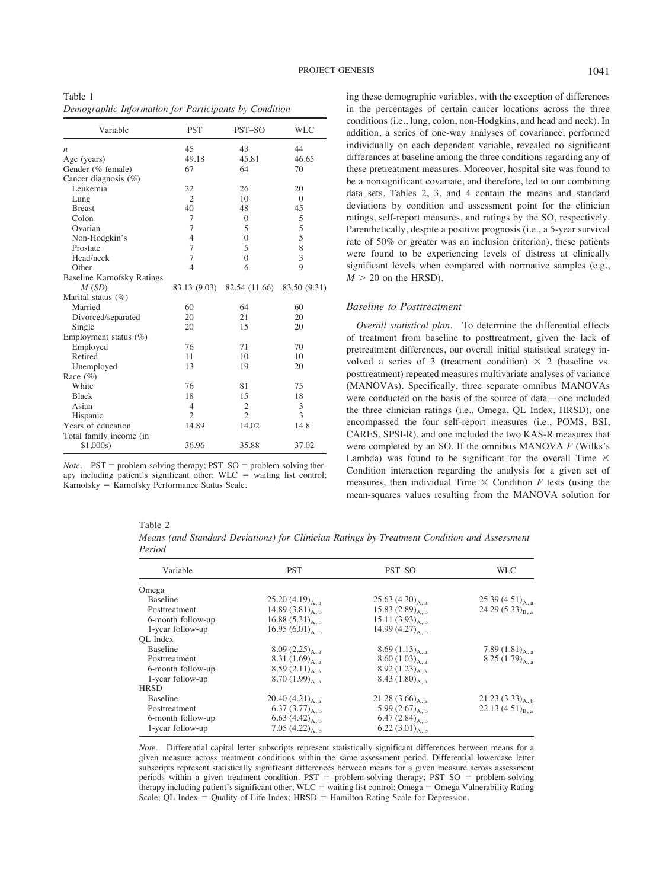Table 1
*Demographic Information for Participants by Condition*

| Variable | PST | PST–SO | WLC |
|---|---|---|---|
| $n$ | 45 | 43 | 44 |
| Age (years) | 49.18 | 45.81 | 46.65 |
| Gender (% female) | 67 | 64 | 70 |
| Cancer diagnosis (%) | | | |
| Leukemia | 22 | 26 | 20 |
| Lung | 2 | 10 | 0 |
| Breast | 40 | 48 | 45 |
| Colon | 7 | 0 | 5 |
| Ovarian | 7 | 5 | 5 |
| Non-Hodgkin's | 4 | 0 | 5 |
| Prostate | 7 | 5 | 8 |
| Head/neck | 7 | 0 | 3 |
| Other | 4 | 6 | 9 |
| Baseline Karnofsky Ratings $M$ ($SD$) | 83.13 (9.03) | 82.54 (11.66) | 83.50 (9.31) |
| Marital status (%) | | | |
| Married | 60 | 64 | 60 |
| Divorced/separated | 20 | 21 | 20 |
| Single | 20 | 15 | 20 |
| Employment status (%) | | | |
| Employed | 76 | 71 | 70 |
| Retired | 11 | 10 | 10 |
| Unemployed | 13 | 19 | 20 |
| Race (%) | | | |
| White | 76 | 81 | 75 |
| Black | 18 | 15 | 18 |
| Asian | 4 | 2 | 3 |
| Hispanic | 2 | 2 | 3 |
| Years of education | 14.89 | 14.02 | 14.8 |
| Total family income (in $1,000s) | 36.96 | 35.88 | 37.02 |

*Note.* PST = problem-solving therapy; PST–SO = problem-solving therapy including patient's significant other; WLC = waiting list control; Karnofsky = Karnofsky Performance Status Scale.

ing these demographic variables, with the exception of differences in the percentages of certain cancer locations across the three conditions (i.e., lung, colon, non-Hodgkins, and head and neck). In addition, a series of one-way analyses of covariance, performed individually on each dependent variable, revealed no significant differences at baseline among the three conditions regarding any of these pretreatment measures. Moreover, hospital site was found to be a nonsignificant covariate, and therefore, led to our combining data sets. Tables 2, 3, and 4 contain the means and standard deviations by condition and assessment point for the clinician ratings, self-report measures, and ratings by the SO, respectively. Parenthetically, despite a positive prognosis (i.e., a 5-year survival rate of 50% or greater was an inclusion criterion), these patients were found to be experiencing levels of distress at clinically significant levels when compared with normative samples (e.g., $M > 20$ on the HRSD).

### Baseline to Posttreatment

*Overall statistical plan.* To determine the differential effects of treatment from baseline to posttreatment, given the lack of pretreatment differences, our overall initial statistical strategy involved a series of 3 (treatment condition) × 2 (baseline vs. posttreatment) repeated measures multivariate analyses of variance (MANOVAs). Specifically, three separate omnibus MANOVAs were conducted on the basis of the source of data—one included the three clinician ratings (i.e., Omega, QL Index, HRSD), one encompassed the four self-report measures (i.e., POMS, BSI, CARES, SPSI-R), and one included the two KAS-R measures that were completed by an SO. If the omnibus MANOVA $F$ (Wilks's Lambda) was found to be significant for the overall Time × Condition interaction regarding the analysis for a given set of measures, then individual Time × Condition $F$ tests (using the mean-squares values resulting from the MANOVA solution for

Table 2
*Means (and Standard Deviations) for Clinician Ratings by Treatment Condition and Assessment Period*

| Variable | PST | PST–SO | WLC |
|---|---|---|---|
| Omega | | | |
| Baseline | 25.20 (4.19)$_{A, a}$ | 25.63 (4.30)$_{A, a}$ | 25.39 (4.51)$_{A, a}$ |
| Posttreatment | 14.89 (3.81)$_{A, b}$ | 15.83 (2.89)$_{A, b}$ | 24.29 (5.33)$_{B, a}$ |
| 6-month follow-up | 16.88 (5.31)$_{A, b}$ | 15.11 (3.93)$_{A, b}$ | |
| 1-year follow-up | 16.95 (6.01)$_{A, b}$ | 14.99 (4.27)$_{A, b}$ | |
| QL Index | | | |
| Baseline | 8.09 (2.25)$_{A, a}$ | 8.69 (1.13)$_{A, a}$ | 7.89 (1.81)$_{A, a}$ |
| Posttreatment | 8.31 (1.69)$_{A, a}$ | 8.60 (1.03)$_{A, a}$ | 8.25 (1.79)$_{A, a}$ |
| 6-month follow-up | 8.59 (2.11)$_{A, a}$ | 8.92 (1.23)$_{A, a}$ | |
| 1-year follow-up | 8.70 (1.99)$_{A, a}$ | 8.43 (1.80)$_{A, a}$ | |
| HRSD | | | |
| Baseline | 20.40 (4.21)$_{A, a}$ | 21.28 (3.66)$_{A, a}$ | 21.23 (3.33)$_{A, b}$ |
| Posttreatment | 6.37 (3.77)$_{A, b}$ | 5.99 (2.67)$_{A, b}$ | 22.13 (4.51)$_{B, a}$ |
| 6-month follow-up | 6.63 (4.42)$_{A, b}$ | 6.47 (2.84)$_{A, b}$ | |
| 1-year follow-up | 7.05 (4.22)$_{A, b}$ | 6.22 (3.01)$_{A, b}$ | |

*Note.* Differential capital letter subscripts represent statistically significant differences between means for a given measure across treatment conditions within the same assessment period. Differential lowercase letter subscripts represent statistically significant differences between means for a given measure across assessment periods within a given treatment condition. PST = problem-solving therapy; PST–SO = problem-solving therapy including patient's significant other; WLC = waiting list control; Omega = Omega Vulnerability Rating Scale; QL Index = Quality-of-Life Index; HRSD = Hamilton Rating Scale for Depression.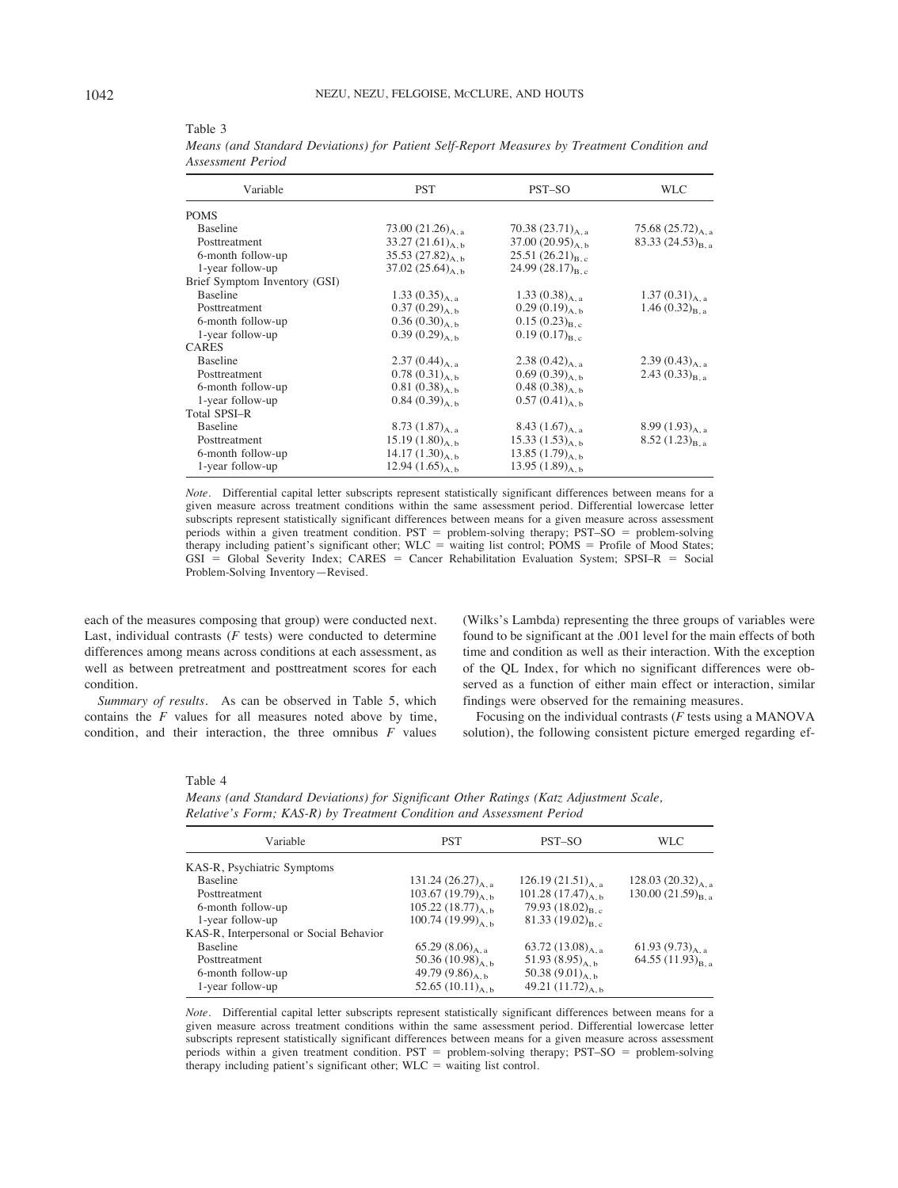Table 3

*Means (and Standard Deviations) for Patient Self-Report Measures by Treatment Condition and Assessment Period*

| Variable | PST | PST–SO | WLC |
|---|---|---|---|
| POMS | | | |
| Baseline | $73.00\ (21.26)_{A,\ a}$ | $70.38\ (23.71)_{A,\ a}$ | $75.68\ (25.72)_{A,\ a}$ |
| Posttreatment | $33.27\ (21.61)_{A,\ b}$ | $37.00\ (20.95)_{A,\ b}$ | $83.33\ (24.53)_{B,\ a}$ |
| 6-month follow-up | $35.53\ (27.82)_{A,\ b}$ | $25.51\ (26.21)_{B,\ c}$ | |
| 1-year follow-up | $37.02\ (25.64)_{A,\ b}$ | $24.99\ (28.17)_{B,\ c}$ | |
| Brief Symptom Inventory (GSI) | | | |
| Baseline | $1.33\ (0.35)_{A,\ a}$ | $1.33\ (0.38)_{A,\ a}$ | $1.37\ (0.31)_{A,\ a}$ |
| Posttreatment | $0.37\ (0.29)_{A,\ b}$ | $0.29\ (0.19)_{A,\ b}$ | $1.46\ (0.32)_{B,\ a}$ |
| 6-month follow-up | $0.36\ (0.30)_{A,\ b}$ | $0.15\ (0.23)_{B,\ c}$ | |
| 1-year follow-up | $0.39\ (0.29)_{A,\ b}$ | $0.19\ (0.17)_{B,\ c}$ | |
| CARES | | | |
| Baseline | $2.37\ (0.44)_{A,\ a}$ | $2.38\ (0.42)_{A,\ a}$ | $2.39\ (0.43)_{A,\ a}$ |
| Posttreatment | $0.78\ (0.31)_{A,\ b}$ | $0.69\ (0.39)_{A,\ b}$ | $2.43\ (0.33)_{B,\ a}$ |
| 6-month follow-up | $0.81\ (0.38)_{A,\ b}$ | $0.48\ (0.38)_{A,\ b}$ | |
| 1-year follow-up | $0.84\ (0.39)_{A,\ b}$ | $0.57\ (0.41)_{A,\ b}$ | |
| Total SPSI–R | | | |
| Baseline | $8.73\ (1.87)_{A,\ a}$ | $8.43\ (1.67)_{A,\ a}$ | $8.99\ (1.93)_{A,\ a}$ |
| Posttreatment | $15.19\ (1.80)_{A,\ b}$ | $15.33\ (1.53)_{A,\ b}$ | $8.52\ (1.23)_{B,\ a}$ |
| 6-month follow-up | $14.17\ (1.30)_{A,\ b}$ | $13.85\ (1.79)_{A,\ b}$ | |
| 1-year follow-up | $12.94\ (1.65)_{A,\ b}$ | $13.95\ (1.89)_{A,\ b}$ | |

*Note*. Differential capital letter subscripts represent statistically significant differences between means for a given measure across treatment conditions within the same assessment period. Differential lowercase letter subscripts represent statistically significant differences between means for a given measure across assessment periods within a given treatment condition. PST = problem-solving therapy; PST–SO = problem-solving therapy including patient's significant other; WLC = waiting list control; POMS = Profile of Mood States; GSI = Global Severity Index; CARES = Cancer Rehabilitation Evaluation System; SPSI–R = Social Problem-Solving Inventory—Revised.

each of the measures composing that group) were conducted next. Last, individual contrasts (*F* tests) were conducted to determine differences among means across conditions at each assessment, as well as between pretreatment and posttreatment scores for each condition.

*Summary of results.* As can be observed in Table 5, which contains the *F* values for all measures noted above by time, condition, and their interaction, the three omnibus *F* values (Wilks's Lambda) representing the three groups of variables were found to be significant at the .001 level for the main effects of both time and condition as well as their interaction. With the exception of the QL Index, for which no significant differences were observed as a function of either main effect or interaction, similar findings were observed for the remaining measures.

Focusing on the individual contrasts (*F* tests using a MANOVA solution), the following consistent picture emerged regarding ef-

Table 4

*Means (and Standard Deviations) for Significant Other Ratings (Katz Adjustment Scale, Relative's Form; KAS-R) by Treatment Condition and Assessment Period*

| Variable | PST | PST–SO | WLC |
|---|---|---|---|
| KAS-R, Psychiatric Symptoms | | | |
| Baseline | $131.24\ (26.27)_{A,\ a}$ | $126.19\ (21.51)_{A,\ a}$ | $128.03\ (20.32)_{A,\ a}$ |
| Posttreatment | $103.67\ (19.79)_{A,\ b}$ | $101.28\ (17.47)_{A,\ b}$ | $130.00\ (21.59)_{B,\ a}$ |
| 6-month follow-up | $105.22\ (18.77)_{A,\ b}$ | $79.93\ (18.02)_{B,\ c}$ | |
| 1-year follow-up | $100.74\ (19.99)_{A,\ b}$ | $81.33\ (19.02)_{B,\ c}$ | |
| KAS-R, Interpersonal or Social Behavior | | | |
| Baseline | $65.29\ (8.06)_{A,\ a}$ | $63.72\ (13.08)_{A,\ a}$ | $61.93\ (9.73)_{A,\ a}$ |
| Posttreatment | $50.36\ (10.98)_{A,\ b}$ | $51.93\ (8.95)_{A,\ b}$ | $64.55\ (11.93)_{B,\ a}$ |
| 6-month follow-up | $49.79\ (9.86)_{A,\ b}$ | $50.38\ (9.01)_{A,\ b}$ | |
| 1-year follow-up | $52.65\ (10.11)_{A,\ b}$ | $49.21\ (11.72)_{A,\ b}$ | |

*Note*. Differential capital letter subscripts represent statistically significant differences between means for a given measure across treatment conditions within the same assessment period. Differential lowercase letter subscripts represent statistically significant differences between means for a given measure across assessment periods within a given treatment condition. PST = problem-solving therapy; PST–SO = problem-solving therapy including patient's significant other; WLC = waiting list control.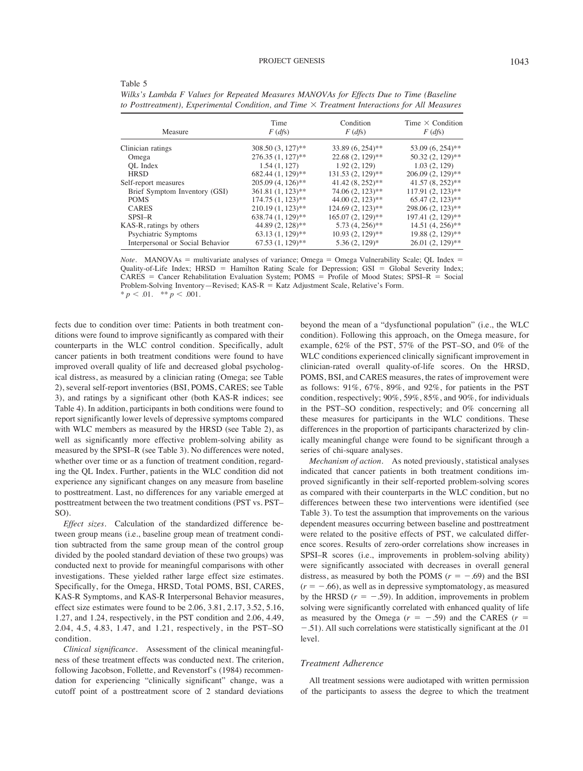Table 5

*Wilks's Lambda F Values for Repeated Measures MANOVAs for Effects Due to Time (Baseline to Posttreatment), Experimental Condition, and Time × Treatment Interactions for All Measures*

| Measure | Time $F$ (*dfs*) | Condition $F$ (*dfs*) | Time × Condition $F$ (*dfs*) |
|---|---|---|---|
| Clinician ratings | 308.50 (3, 127)** | 33.89 (6, 254)** | 53.09 (6, 254)** |
| Omega | 276.35 (1, 127)** | 22.68 (2, 129)** | 50.32 (2, 129)** |
| QL Index | 1.54 (1, 127) | 1.92 (2, 129) | 1.03 (2, 129) |
| HRSD | 682.44 (1, 129)** | 131.53 (2, 129)** | 206.09 (2, 129)** |
| Self-report measures | 205.09 (4, 126)** | 41.42 (8, 252)** | 41.57 (8, 252)** |
| Brief Symptom Inventory (GSI) | 361.81 (1, 123)** | 74.06 (2, 123)** | 117.91 (2, 123)** |
| POMS | 174.75 (1, 123)** | 44.00 (2, 123)** | 65.47 (2, 123)** |
| CARES | 210.19 (1, 123)** | 124.69 (2, 123)** | 298.06 (2, 123)** |
| SPSI–R | 638.74 (1, 129)** | 165.07 (2, 129)** | 197.41 (2, 129)** |
| KAS-R, ratings by others | 44.89 (2, 128)** | 5.73 (4, 256)** | 14.51 (4, 256)** |
| Psychiatric Symptoms | 63.13 (1, 129)** | 10.93 (2, 129)** | 19.88 (2, 129)** |
| Interpersonal or Social Behavior | 67.53 (1, 129)** | 5.36 (2, 129)* | 26.01 (2, 129)** |

*Note.* MANOVAs = multivariate analyses of variance; Omega = Omega Vulnerability Scale; QL Index = Quality-of-Life Index; HRSD = Hamilton Rating Scale for Depression; GSI = Global Severity Index; CARES = Cancer Rehabilitation Evaluation System; POMS = Profile of Mood States; SPSI–R = Social Problem-Solving Inventory—Revised; KAS-R = Katz Adjustment Scale, Relative's Form.
* $p < .01$. ** $p < .001$.

fects due to condition over time: Patients in both treatment conditions were found to improve significantly as compared with their counterparts in the WLC control condition. Specifically, adult cancer patients in both treatment conditions were found to have improved overall quality of life and decreased global psychological distress, as measured by a clinician rating (Omega; see Table 2), several self-report inventories (BSI, POMS, CARES; see Table 3), and ratings by a significant other (both KAS-R indices; see Table 4). In addition, participants in both conditions were found to report significantly lower levels of depressive symptoms compared with WLC members as measured by the HRSD (see Table 2), as well as significantly more effective problem-solving ability as measured by the SPSI–R (see Table 3). No differences were noted, whether over time or as a function of treatment condition, regarding the QL Index. Further, patients in the WLC condition did not experience any significant changes on any measure from baseline to posttreatment. Last, no differences for any variable emerged at posttreatment between the two treatment conditions (PST vs. PST–SO).

*Effect sizes.* Calculation of the standardized difference between group means (i.e., baseline group mean of treatment condition subtracted from the same group mean of the control group divided by the pooled standard deviation of these two groups) was conducted next to provide for meaningful comparisons with other investigations. These yielded rather large effect size estimates. Specifically, for the Omega, HRSD, Total POMS, BSI, CARES, KAS-R Symptoms, and KAS-R Interpersonal Behavior measures, effect size estimates were found to be 2.06, 3.81, 2.17, 3.52, 5.16, 1.27, and 1.24, respectively, in the PST condition and 2.06, 4.49, 2.04, 4.5, 4.83, 1.47, and 1.21, respectively, in the PST–SO condition.

*Clinical significance.* Assessment of the clinical meaningfulness of these treatment effects was conducted next. The criterion, following Jacobson, Follette, and Revenstorf's (1984) recommendation for experiencing "clinically significant" change, was a cutoff point of a posttreatment score of 2 standard deviations beyond the mean of a "dysfunctional population" (i.e., the WLC condition). Following this approach, on the Omega measure, for example, 62% of the PST, 57% of the PST–SO, and 0% of the WLC conditions experienced clinically significant improvement in clinician-rated overall quality-of-life scores. On the HRSD, POMS, BSI, and CARES measures, the rates of improvement were as follows: 91%, 67%, 89%, and 92%, for patients in the PST condition, respectively; 90%, 59%, 85%, and 90%, for individuals in the PST–SO condition, respectively; and 0% concerning all these measures for participants in the WLC conditions. These differences in the proportion of participants characterized by clinically meaningful change were found to be significant through a series of chi-square analyses.

*Mechanism of action.* As noted previously, statistical analyses indicated that cancer patients in both treatment conditions improved significantly in their self-reported problem-solving scores as compared with their counterparts in the WLC condition, but no differences between these two interventions were identified (see Table 3). To test the assumption that improvements on the various dependent measures occurring between baseline and posttreatment were related to the positive effects of PST, we calculated difference scores. Results of zero-order correlations show increases in SPSI–R scores (i.e., improvements in problem-solving ability) were significantly associated with decreases in overall general distress, as measured by both the POMS ($r = -.69$) and the BSI ($r = -.66$), as well as in depressive symptomatology, as measured by the HRSD ($r = -.59$). In addition, improvements in problem solving were significantly correlated with enhanced quality of life as measured by the Omega ($r = -.59$) and the CARES ($r = -.51$). All such correlations were statistically significant at the .01 level.

### Treatment Adherence

All treatment sessions were audiotaped with written permission of the participants to assess the degree to which the treatment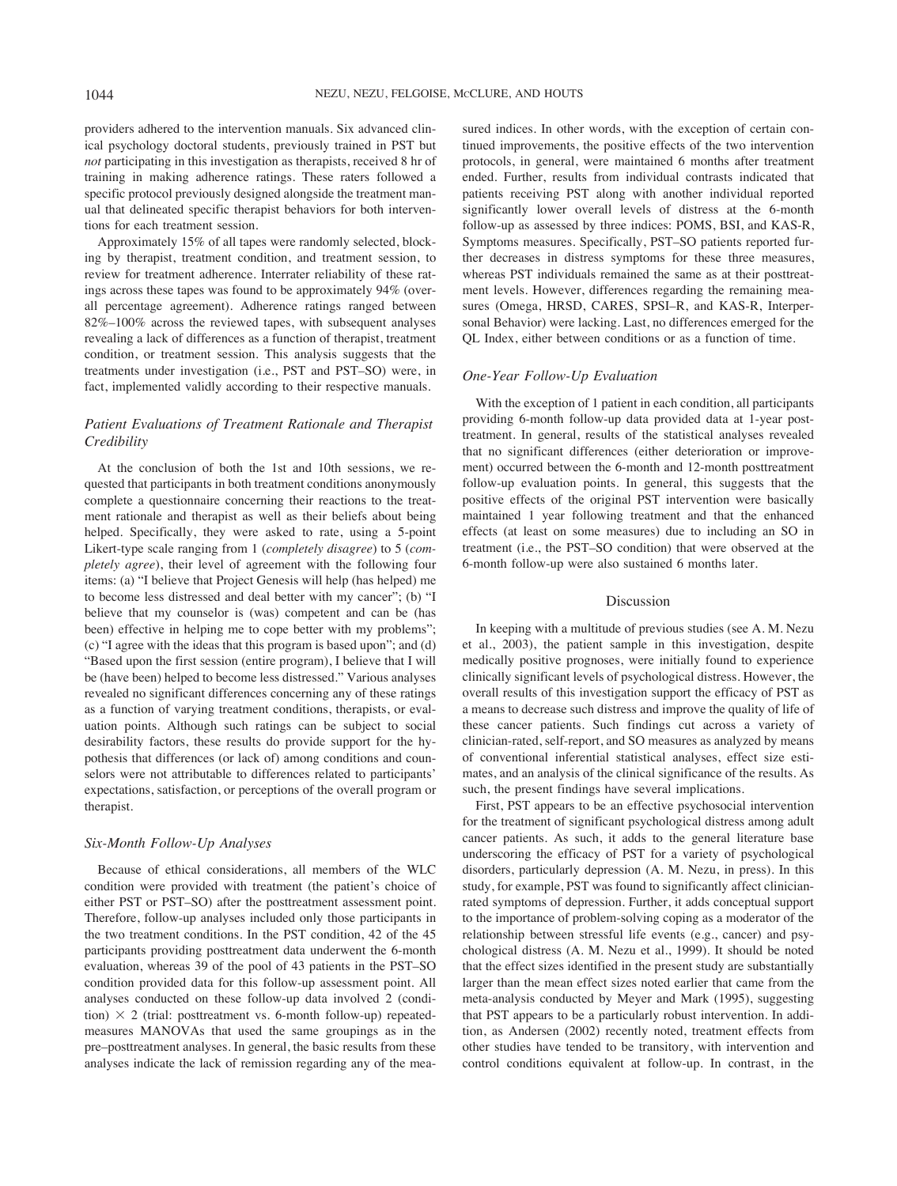providers adhered to the intervention manuals. Six advanced clinical psychology doctoral students, previously trained in PST but *not* participating in this investigation as therapists, received 8 hr of training in making adherence ratings. These raters followed a specific protocol previously designed alongside the treatment manual that delineated specific therapist behaviors for both interventions for each treatment session.

Approximately 15% of all tapes were randomly selected, blocking by therapist, treatment condition, and treatment session, to review for treatment adherence. Interrater reliability of these ratings across these tapes was found to be approximately 94% (overall percentage agreement). Adherence ratings ranged between 82%–100% across the reviewed tapes, with subsequent analyses revealing a lack of differences as a function of therapist, treatment condition, or treatment session. This analysis suggests that the treatments under investigation (i.e., PST and PST–SO) were, in fact, implemented validly according to their respective manuals.

### *Patient Evaluations of Treatment Rationale and Therapist Credibility*

At the conclusion of both the 1st and 10th sessions, we requested that participants in both treatment conditions anonymously complete a questionnaire concerning their reactions to the treatment rationale and therapist as well as their beliefs about being helped. Specifically, they were asked to rate, using a 5-point Likert-type scale ranging from 1 (*completely disagree*) to 5 (*completely agree*), their level of agreement with the following four items: (a) "I believe that Project Genesis will help (has helped) me to become less distressed and deal better with my cancer"; (b) "I believe that my counselor is (was) competent and can be (has been) effective in helping me to cope better with my problems"; (c) "I agree with the ideas that this program is based upon"; and (d) "Based upon the first session (entire program), I believe that I will be (have been) helped to become less distressed." Various analyses revealed no significant differences concerning any of these ratings as a function of varying treatment conditions, therapists, or evaluation points. Although such ratings can be subject to social desirability factors, these results do provide support for the hypothesis that differences (or lack of) among conditions and counselors were not attributable to differences related to participants' expectations, satisfaction, or perceptions of the overall program or therapist.

### *Six-Month Follow-Up Analyses*

Because of ethical considerations, all members of the WLC condition were provided with treatment (the patient's choice of either PST or PST–SO) after the posttreatment assessment point. Therefore, follow-up analyses included only those participants in the two treatment conditions. In the PST condition, 42 of the 45 participants providing posttreatment data underwent the 6-month evaluation, whereas 39 of the pool of 43 patients in the PST–SO condition provided data for this follow-up assessment point. All analyses conducted on these follow-up data involved 2 (condition) × 2 (trial: posttreatment vs. 6-month follow-up) repeated-measures MANOVAs that used the same groupings as in the pre–posttreatment analyses. In general, the basic results from these analyses indicate the lack of remission regarding any of the measured indices. In other words, with the exception of certain continued improvements, the positive effects of the two intervention protocols, in general, were maintained 6 months after treatment ended. Further, results from individual contrasts indicated that patients receiving PST along with another individual reported significantly lower overall levels of distress at the 6-month follow-up as assessed by three indices: POMS, BSI, and KAS-R, Symptoms measures. Specifically, PST–SO patients reported further decreases in distress symptoms for these three measures, whereas PST individuals remained the same as at their posttreatment levels. However, differences regarding the remaining measures (Omega, HRSD, CARES, SPSI–R, and KAS-R, Interpersonal Behavior) were lacking. Last, no differences emerged for the QL Index, either between conditions or as a function of time.

### *One-Year Follow-Up Evaluation*

With the exception of 1 patient in each condition, all participants providing 6-month follow-up data provided data at 1-year posttreatment. In general, results of the statistical analyses revealed that no significant differences (either deterioration or improvement) occurred between the 6-month and 12-month posttreatment follow-up evaluation points. In general, this suggests that the positive effects of the original PST intervention were basically maintained 1 year following treatment and that the enhanced effects (at least on some measures) due to including an SO in treatment (i.e., the PST–SO condition) that were observed at the 6-month follow-up were also sustained 6 months later.

## Discussion

In keeping with a multitude of previous studies (see A. M. Nezu et al., 2003), the patient sample in this investigation, despite medically positive prognoses, were initially found to experience clinically significant levels of psychological distress. However, the overall results of this investigation support the efficacy of PST as a means to decrease such distress and improve the quality of life of these cancer patients. Such findings cut across a variety of clinician-rated, self-report, and SO measures as analyzed by means of conventional inferential statistical analyses, effect size estimates, and an analysis of the clinical significance of the results. As such, the present findings have several implications.

First, PST appears to be an effective psychosocial intervention for the treatment of significant psychological distress among adult cancer patients. As such, it adds to the general literature base underscoring the efficacy of PST for a variety of psychological disorders, particularly depression (A. M. Nezu, in press). In this study, for example, PST was found to significantly affect clinician-rated symptoms of depression. Further, it adds conceptual support to the importance of problem-solving coping as a moderator of the relationship between stressful life events (e.g., cancer) and psychological distress (A. M. Nezu et al., 1999). It should be noted that the effect sizes identified in the present study are substantially larger than the mean effect sizes noted earlier that came from the meta-analysis conducted by Meyer and Mark (1995), suggesting that PST appears to be a particularly robust intervention. In addition, as Andersen (2002) recently noted, treatment effects from other studies have tended to be transitory, with intervention and control conditions equivalent at follow-up. In contrast, in the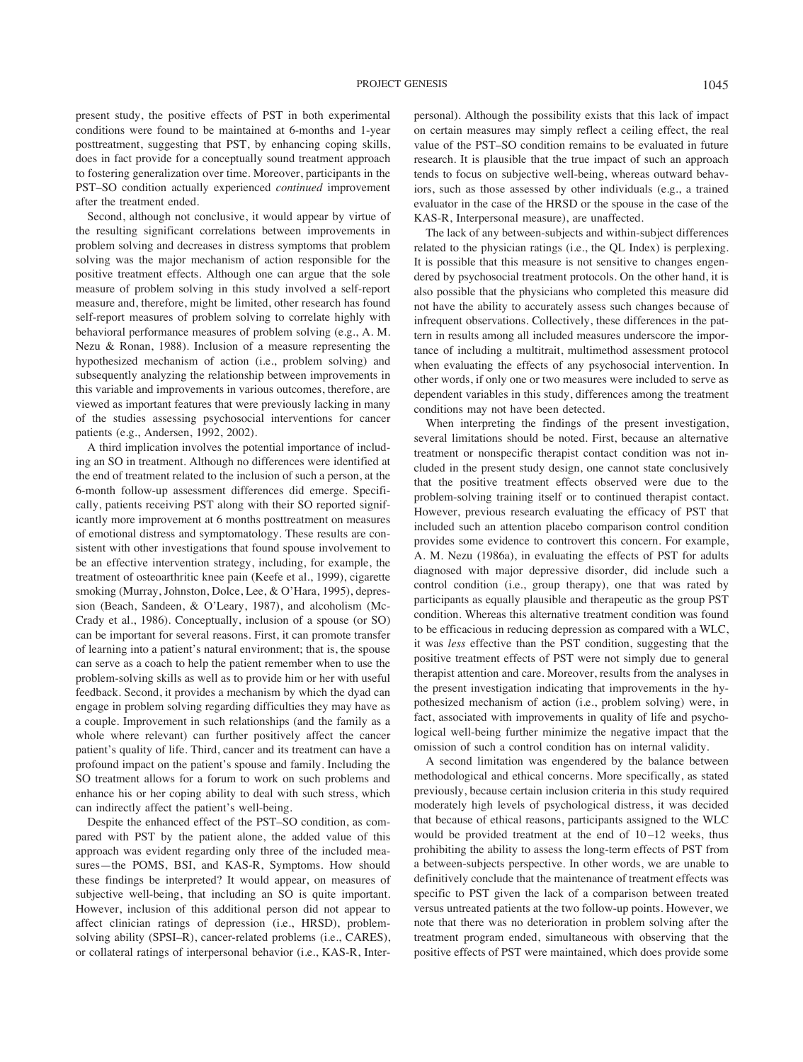present study, the positive effects of PST in both experimental conditions were found to be maintained at 6-months and 1-year posttreatment, suggesting that PST, by enhancing coping skills, does in fact provide for a conceptually sound treatment approach to fostering generalization over time. Moreover, participants in the PST–SO condition actually experienced *continued* improvement after the treatment ended.

Second, although not conclusive, it would appear by virtue of the resulting significant correlations between improvements in problem solving and decreases in distress symptoms that problem solving was the major mechanism of action responsible for the positive treatment effects. Although one can argue that the sole measure of problem solving in this study involved a self-report measure and, therefore, might be limited, other research has found self-report measures of problem solving to correlate highly with behavioral performance measures of problem solving (e.g., A. M. Nezu & Ronan, 1988). Inclusion of a measure representing the hypothesized mechanism of action (i.e., problem solving) and subsequently analyzing the relationship between improvements in this variable and improvements in various outcomes, therefore, are viewed as important features that were previously lacking in many of the studies assessing psychosocial interventions for cancer patients (e.g., Andersen, 1992, 2002).

A third implication involves the potential importance of including an SO in treatment. Although no differences were identified at the end of treatment related to the inclusion of such a person, at the 6-month follow-up assessment differences did emerge. Specifically, patients receiving PST along with their SO reported significantly more improvement at 6 months posttreatment on measures of emotional distress and symptomatology. These results are consistent with other investigations that found spouse involvement to be an effective intervention strategy, including, for example, the treatment of osteoarthritic knee pain (Keefe et al., 1999), cigarette smoking (Murray, Johnston, Dolce, Lee, & O'Hara, 1995), depression (Beach, Sandeen, & O'Leary, 1987), and alcoholism (McCrady et al., 1986). Conceptually, inclusion of a spouse (or SO) can be important for several reasons. First, it can promote transfer of learning into a patient's natural environment; that is, the spouse can serve as a coach to help the patient remember when to use the problem-solving skills as well as to provide him or her with useful feedback. Second, it provides a mechanism by which the dyad can engage in problem solving regarding difficulties they may have as a couple. Improvement in such relationships (and the family as a whole where relevant) can further positively affect the cancer patient's quality of life. Third, cancer and its treatment can have a profound impact on the patient's spouse and family. Including the SO treatment allows for a forum to work on such problems and enhance his or her coping ability to deal with such stress, which can indirectly affect the patient's well-being.

Despite the enhanced effect of the PST–SO condition, as compared with PST by the patient alone, the added value of this approach was evident regarding only three of the included measures—the POMS, BSI, and KAS-R, Symptoms. How should these findings be interpreted? It would appear, on measures of subjective well-being, that including an SO is quite important. However, inclusion of this additional person did not appear to affect clinician ratings of depression (i.e., HRSD), problem-solving ability (SPSI–R), cancer-related problems (i.e., CARES), or collateral ratings of interpersonal behavior (i.e., KAS-R, Interpersonal). Although the possibility exists that this lack of impact on certain measures may simply reflect a ceiling effect, the real value of the PST–SO condition remains to be evaluated in future research. It is plausible that the true impact of such an approach tends to focus on subjective well-being, whereas outward behaviors, such as those assessed by other individuals (e.g., a trained evaluator in the case of the HRSD or the spouse in the case of the KAS-R, Interpersonal measure), are unaffected.

The lack of any between-subjects and within-subject differences related to the physician ratings (i.e., the QL Index) is perplexing. It is possible that this measure is not sensitive to changes engendered by psychosocial treatment protocols. On the other hand, it is also possible that the physicians who completed this measure did not have the ability to accurately assess such changes because of infrequent observations. Collectively, these differences in the pattern in results among all included measures underscore the importance of including a multitrait, multimethod assessment protocol when evaluating the effects of any psychosocial intervention. In other words, if only one or two measures were included to serve as dependent variables in this study, differences among the treatment conditions may not have been detected.

When interpreting the findings of the present investigation, several limitations should be noted. First, because an alternative treatment or nonspecific therapist contact condition was not included in the present study design, one cannot state conclusively that the positive treatment effects observed were due to the problem-solving training itself or to continued therapist contact. However, previous research evaluating the efficacy of PST that included such an attention placebo comparison control condition provides some evidence to controvert this concern. For example, A. M. Nezu (1986a), in evaluating the effects of PST for adults diagnosed with major depressive disorder, did include such a control condition (i.e., group therapy), one that was rated by participants as equally plausible and therapeutic as the group PST condition. Whereas this alternative treatment condition was found to be efficacious in reducing depression as compared with a WLC, it was *less* effective than the PST condition, suggesting that the positive treatment effects of PST were not simply due to general therapist attention and care. Moreover, results from the analyses in the present investigation indicating that improvements in the hypothesized mechanism of action (i.e., problem solving) were, in fact, associated with improvements in quality of life and psychological well-being further minimize the negative impact that the omission of such a control condition has on internal validity.

A second limitation was engendered by the balance between methodological and ethical concerns. More specifically, as stated previously, because certain inclusion criteria in this study required moderately high levels of psychological distress, it was decided that because of ethical reasons, participants assigned to the WLC would be provided treatment at the end of 10–12 weeks, thus prohibiting the ability to assess the long-term effects of PST from a between-subjects perspective. In other words, we are unable to definitively conclude that the maintenance of treatment effects was specific to PST given the lack of a comparison between treated versus untreated patients at the two follow-up points. However, we note that there was no deterioration in problem solving after the treatment program ended, simultaneous with observing that the positive effects of PST were maintained, which does provide some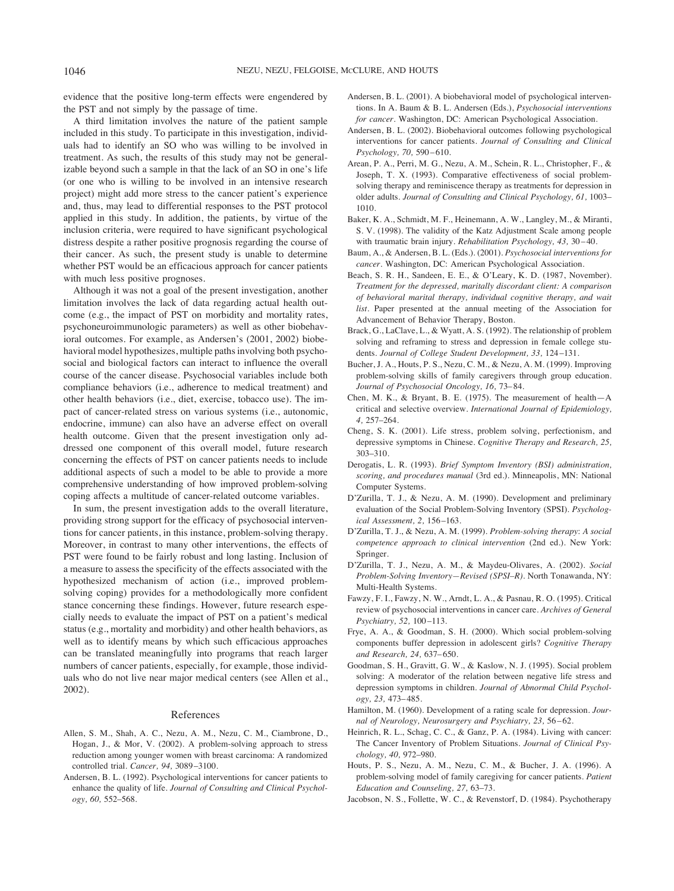evidence that the positive long-term effects were engendered by the PST and not simply by the passage of time.

A third limitation involves the nature of the patient sample included in this study. To participate in this investigation, individuals had to identify an SO who was willing to be involved in treatment. As such, the results of this study may not be generalizable beyond such a sample in that the lack of an SO in one's life (or one who is willing to be involved in an intensive research project) might add more stress to the cancer patient's experience and, thus, may lead to differential responses to the PST protocol applied in this study. In addition, the patients, by virtue of the inclusion criteria, were required to have significant psychological distress despite a rather positive prognosis regarding the course of their cancer. As such, the present study is unable to determine whether PST would be an efficacious approach for cancer patients with much less positive prognoses.

Although it was not a goal of the present investigation, another limitation involves the lack of data regarding actual health outcome (e.g., the impact of PST on morbidity and mortality rates, psychoneuroimmunologic parameters) as well as other biobehavioral outcomes. For example, as Andersen's (2001, 2002) biobehavioral model hypothesizes, multiple paths involving both psychosocial and biological factors can interact to influence the overall course of the cancer disease. Psychosocial variables include both compliance behaviors (i.e., adherence to medical treatment) and other health behaviors (i.e., diet, exercise, tobacco use). The impact of cancer-related stress on various systems (i.e., autonomic, endocrine, immune) can also have an adverse effect on overall health outcome. Given that the present investigation only addressed one component of this overall model, future research concerning the effects of PST on cancer patients needs to include additional aspects of such a model to be able to provide a more comprehensive understanding of how improved problem-solving coping affects a multitude of cancer-related outcome variables.

In sum, the present investigation adds to the overall literature, providing strong support for the efficacy of psychosocial interventions for cancer patients, in this instance, problem-solving therapy. Moreover, in contrast to many other interventions, the effects of PST were found to be fairly robust and long lasting. Inclusion of a measure to assess the specificity of the effects associated with the hypothesized mechanism of action (i.e., improved problem-solving coping) provides for a methodologically more confident stance concerning these findings. However, future research especially needs to evaluate the impact of PST on a patient's medical status (e.g., mortality and morbidity) and other health behaviors, as well as to identify means by which such efficacious approaches can be translated meaningfully into programs that reach larger numbers of cancer patients, especially, for example, those individuals who do not live near major medical centers (see Allen et al., 2002).

## References

Allen, S. M., Shah, A. C., Nezu, A. M., Nezu, C. M., Ciambrone, D., Hogan, J., & Mor, V. (2002). A problem-solving approach to stress reduction among younger women with breast carcinoma: A randomized controlled trial. *Cancer, 94,* 3089–3100.

Andersen, B. L. (1992). Psychological interventions for cancer patients to enhance the quality of life. *Journal of Consulting and Clinical Psychology, 60,* 552–568.

Andersen, B. L. (2001). A biobehavioral model of psychological interventions. In A. Baum & B. L. Andersen (Eds.), *Psychosocial interventions for cancer*. Washington, DC: American Psychological Association.

Andersen, B. L. (2002). Biobehavioral outcomes following psychological interventions for cancer patients. *Journal of Consulting and Clinical Psychology, 70,* 590–610.

Arean, P. A., Perri, M. G., Nezu, A. M., Schein, R. L., Christopher, F., & Joseph, T. X. (1993). Comparative effectiveness of social problem-solving therapy and reminiscence therapy as treatments for depression in older adults. *Journal of Consulting and Clinical Psychology, 61,* 1003–1010.

Baker, K. A., Schmidt, M. F., Heinemann, A. W., Langley, M., & Miranti, S. V. (1998). The validity of the Katz Adjustment Scale among people with traumatic brain injury. *Rehabilitation Psychology, 43,* 30–40.

Baum, A., & Andersen, B. L. (Eds.). (2001). *Psychosocial interventions for cancer*. Washington, DC: American Psychological Association.

Beach, S. R. H., Sandeen, E. E., & O'Leary, K. D. (1987, November). *Treatment for the depressed, maritally discordant client: A comparison of behavioral marital therapy, individual cognitive therapy, and wait list*. Paper presented at the annual meeting of the Association for Advancement of Behavior Therapy, Boston.

Brack, G., LaClave, L., & Wyatt, A. S. (1992). The relationship of problem solving and reframing to stress and depression in female college students. *Journal of College Student Development, 33,* 124–131.

Bucher, J. A., Houts, P. S., Nezu, C. M., & Nezu, A. M. (1999). Improving problem-solving skills of family caregivers through group education. *Journal of Psychosocial Oncology, 16,* 73–84.

Chen, M. K., & Bryant, B. E. (1975). The measurement of health—A critical and selective overview. *International Journal of Epidemiology, 4,* 257–264.

Cheng, S. K. (2001). Life stress, problem solving, perfectionism, and depressive symptoms in Chinese. *Cognitive Therapy and Research, 25,* 303–310.

Derogatis, L. R. (1993). *Brief Symptom Inventory (BSI) administration, scoring, and procedures manual* (3rd ed.). Minneapolis, MN: National Computer Systems.

D'Zurilla, T. J., & Nezu, A. M. (1990). Development and preliminary evaluation of the Social Problem-Solving Inventory (SPSI). *Psychological Assessment, 2,* 156–163.

D'Zurilla, T. J., & Nezu, A. M. (1999). *Problem-solving therapy: A social competence approach to clinical intervention* (2nd ed.). New York: Springer.

D'Zurilla, T. J., Nezu, A. M., & Maydeu-Olivares, A. (2002). *Social Problem-Solving Inventory—Revised (SPSI–R)*. North Tonawanda, NY: Multi-Health Systems.

Fawzy, F. I., Fawzy, N. W., Arndt, L. A., & Pasnau, R. O. (1995). Critical review of psychosocial interventions in cancer care. *Archives of General Psychiatry, 52,* 100–113.

Frye, A. A., & Goodman, S. H. (2000). Which social problem-solving components buffer depression in adolescent girls? *Cognitive Therapy and Research, 24,* 637–650.

Goodman, S. H., Gravitt, G. W., & Kaslow, N. J. (1995). Social problem solving: A moderator of the relation between negative life stress and depression symptoms in children. *Journal of Abnormal Child Psychology, 23,* 473–485.

Hamilton, M. (1960). Development of a rating scale for depression. *Journal of Neurology, Neurosurgery and Psychiatry, 23,* 56–62.

Heinrich, R. L., Schag, C. C., & Ganz, P. A. (1984). Living with cancer: The Cancer Inventory of Problem Situations. *Journal of Clinical Psychology, 40,* 972–980.

Houts, P. S., Nezu, A. M., Nezu, C. M., & Bucher, J. A. (1996). A problem-solving model of family caregiving for cancer patients. *Patient Education and Counseling, 27,* 63–73.

Jacobson, N. S., Follette, W. C., & Revenstorf, D. (1984). Psychotherapy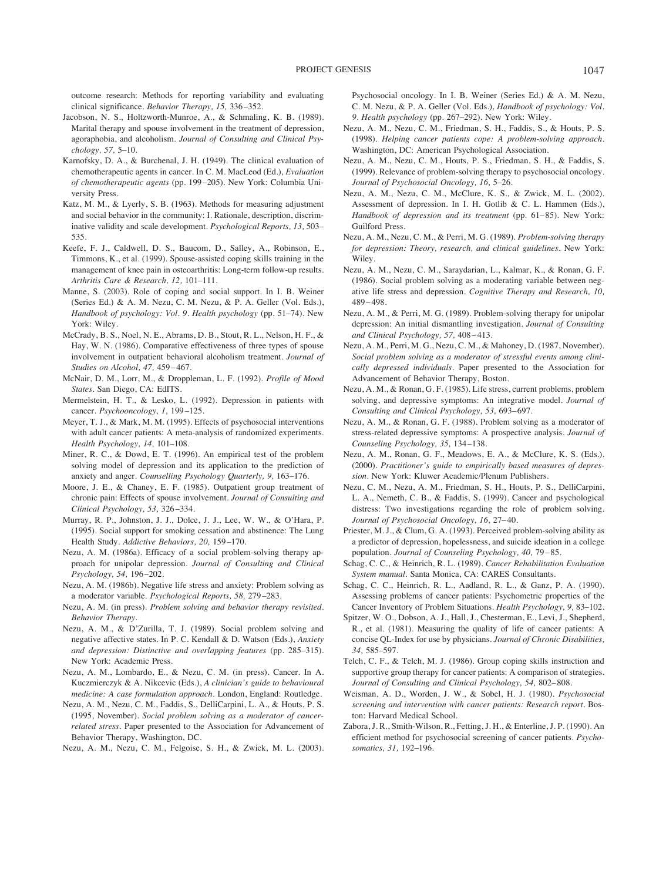outcome research: Methods for reporting variability and evaluating clinical significance. *Behavior Therapy, 15,* 336–352.

Jacobson, N. S., Holtzworth-Munroe, A., & Schmaling, K. B. (1989). Marital therapy and spouse involvement in the treatment of depression, agoraphobia, and alcoholism. *Journal of Consulting and Clinical Psychology, 57,* 5–10.

Karnofsky, D. A., & Burchenal, J. H. (1949). The clinical evaluation of chemotherapeutic agents in cancer. In C. M. MacLeod (Ed.), *Evaluation of chemotherapeutic agents* (pp. 199–205). New York: Columbia University Press.

Katz, M. M., & Lyerly, S. B. (1963). Methods for measuring adjustment and social behavior in the community: I. Rationale, description, discriminative validity and scale development. *Psychological Reports, 13,* 503–535.

Keefe, F. J., Caldwell, D. S., Baucom, D., Salley, A., Robinson, E., Timmons, K., et al. (1999). Spouse-assisted coping skills training in the management of knee pain in osteoarthritis: Long-term follow-up results. *Arthritis Care & Research, 12,* 101–111.

Manne, S. (2003). Role of coping and social support. In I. B. Weiner (Series Ed.) & A. M. Nezu, C. M. Nezu, & P. A. Geller (Vol. Eds.), *Handbook of psychology: Vol. 9. Health psychology* (pp. 51–74). New York: Wiley.

McCrady, B. S., Noel, N. E., Abrams, D. B., Stout, R. L., Nelson, H. F., & Hay, W. N. (1986). Comparative effectiveness of three types of spouse involvement in outpatient behavioral alcoholism treatment. *Journal of Studies on Alcohol, 47,* 459–467.

McNair, D. M., Lorr, M., & Droppleman, L. F. (1992). *Profile of Mood States*. San Diego, CA: EdITS.

Mermelstein, H. T., & Lesko, L. (1992). Depression in patients with cancer. *Psychooncology, 1,* 199–125.

Meyer, T. J., & Mark, M. M. (1995). Effects of psychosocial interventions with adult cancer patients: A meta-analysis of randomized experiments. *Health Psychology, 14,* 101–108.

Miner, R. C., & Dowd, E. T. (1996). An empirical test of the problem solving model of depression and its application to the prediction of anxiety and anger. *Counselling Psychology Quarterly, 9,* 163–176.

Moore, J. E., & Chaney, E. F. (1985). Outpatient group treatment of chronic pain: Effects of spouse involvement. *Journal of Consulting and Clinical Psychology, 53,* 326–334.

Murray, R. P., Johnston, J. J., Dolce, J. J., Lee, W. W., & O'Hara, P. (1995). Social support for smoking cessation and abstinence: The Lung Health Study. *Addictive Behaviors, 20,* 159–170.

Nezu, A. M. (1986a). Efficacy of a social problem-solving therapy approach for unipolar depression. *Journal of Consulting and Clinical Psychology, 54,* 196–202.

Nezu, A. M. (1986b). Negative life stress and anxiety: Problem solving as a moderator variable. *Psychological Reports, 58,* 279–283.

Nezu, A. M. (in press). *Problem solving and behavior therapy revisited*. *Behavior Therapy*.

Nezu, A. M., & D'Zurilla, T. J. (1989). Social problem solving and negative affective states. In P. C. Kendall & D. Watson (Eds.), *Anxiety and depression: Distinctive and overlapping features* (pp. 285–315). New York: Academic Press.

Nezu, A. M., Lombardo, E., & Nezu, C. M. (in press). Cancer. In A. Kuczmierczyk & A. Nikcevic (Eds.), *A clinician's guide to behavioural medicine: A case formulation approach*. London, England: Routledge.

Nezu, A. M., Nezu, C. M., Faddis, S., DelliCarpini, L. A., & Houts, P. S. (1995, November). *Social problem solving as a moderator of cancer-related stress*. Paper presented to the Association for Advancement of Behavior Therapy, Washington, DC.

Nezu, A. M., Nezu, C. M., Felgoise, S. H., & Zwick, M. L. (2003). Psychosocial oncology. In I. B. Weiner (Series Ed.) & A. M. Nezu, C. M. Nezu, & P. A. Geller (Vol. Eds.), *Handbook of psychology: Vol. 9. Health psychology* (pp. 267–292). New York: Wiley.

Nezu, A. M., Nezu, C. M., Friedman, S. H., Faddis, S., & Houts, P. S. (1998). *Helping cancer patients cope: A problem-solving approach*. Washington, DC: American Psychological Association.

Nezu, A. M., Nezu, C. M., Houts, P. S., Friedman, S. H., & Faddis, S. (1999). Relevance of problem-solving therapy to psychosocial oncology. *Journal of Psychosocial Oncology, 16,* 5–26.

Nezu, A. M., Nezu, C. M., McClure, K. S., & Zwick, M. L. (2002). Assessment of depression. In I. H. Gotlib & C. L. Hammen (Eds.), *Handbook of depression and its treatment* (pp. 61–85). New York: Guilford Press.

Nezu, A. M., Nezu, C. M., & Perri, M. G. (1989). *Problem-solving therapy for depression: Theory, research, and clinical guidelines*. New York: Wiley.

Nezu, A. M., Nezu, C. M., Saraydarian, L., Kalmar, K., & Ronan, G. F. (1986). Social problem solving as a moderating variable between negative life stress and depression. *Cognitive Therapy and Research, 10,* 489–498.

Nezu, A. M., & Perri, M. G. (1989). Problem-solving therapy for unipolar depression: An initial dismantling investigation. *Journal of Consulting and Clinical Psychology, 57,* 408–413.

Nezu, A. M., Perri, M. G., Nezu, C. M., & Mahoney, D. (1987, November). *Social problem solving as a moderator of stressful events among clinically depressed individuals*. Paper presented to the Association for Advancement of Behavior Therapy, Boston.

Nezu, A. M., & Ronan, G. F. (1985). Life stress, current problems, problem solving, and depressive symptoms: An integrative model. *Journal of Consulting and Clinical Psychology, 53,* 693–697.

Nezu, A. M., & Ronan, G. F. (1988). Problem solving as a moderator of stress-related depressive symptoms: A prospective analysis. *Journal of Counseling Psychology, 35,* 134–138.

Nezu, A. M., Ronan, G. F., Meadows, E. A., & McClure, K. S. (Eds.). (2000). *Practitioner's guide to empirically based measures of depression*. New York: Kluwer Academic/Plenum Publishers.

Nezu, C. M., Nezu, A. M., Friedman, S. H., Houts, P. S., DelliCarpini, L. A., Nemeth, C. B., & Faddis, S. (1999). Cancer and psychological distress: Two investigations regarding the role of problem solving. *Journal of Psychosocial Oncology, 16,* 27–40.

Priester, M. J., & Clum, G. A. (1993). Perceived problem-solving ability as a predictor of depression, hopelessness, and suicide ideation in a college population. *Journal of Counseling Psychology, 40,* 79–85.

Schag, C. C., & Heinrich, R. L. (1989). *Cancer Rehabilitation Evaluation System manual*. Santa Monica, CA: CARES Consultants.

Schag, C. C., Heinrich, R. L., Aadland, R. L., & Ganz, P. A. (1990). Assessing problems of cancer patients: Psychometric properties of the Cancer Inventory of Problem Situations. *Health Psychology, 9,* 83–102.

Spitzer, W. O., Dobson, A. J., Hall, J., Chesterman, E., Levi, J., Shepherd, R., et al. (1981). Measuring the quality of life of cancer patients: A concise QL-Index for use by physicians. *Journal of Chronic Disabilities, 34,* 585–597.

Telch, C. F., & Telch, M. J. (1986). Group coping skills instruction and supportive group therapy for cancer patients: A comparison of strategies. *Journal of Consulting and Clinical Psychology, 54,* 802–808.

Weisman, A. D., Worden, J. W., & Sobel, H. J. (1980). *Psychosocial screening and intervention with cancer patients: Research report*. Boston: Harvard Medical School.

Zabora, J. R., Smith-Wilson, R., Fetting, J. H., & Enterline, J. P. (1990). An efficient method for psychosocial screening of cancer patients. *Psychosomatics, 31,* 192–196.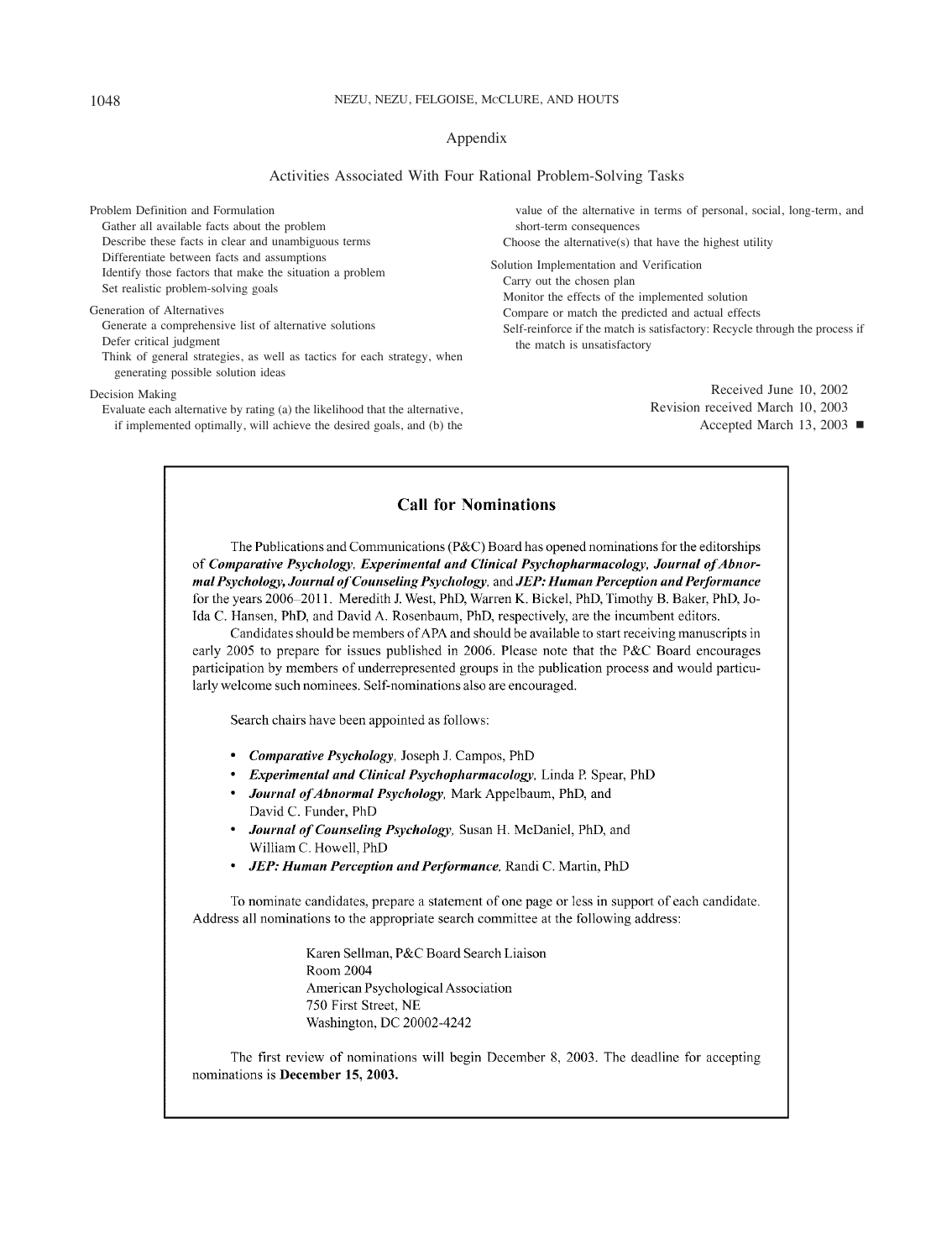## Appendix

### Activities Associated With Four Rational Problem-Solving Tasks

Problem Definition and Formulation
- Gather all available facts about the problem
- Describe these facts in clear and unambiguous terms
- Differentiate between facts and assumptions
- Identify those factors that make the situation a problem
- Set realistic problem-solving goals

Generation of Alternatives
- Generate a comprehensive list of alternative solutions
- Defer critical judgment
- Think of general strategies, as well as tactics for each strategy, when generating possible solution ideas

Decision Making
- Evaluate each alternative by rating (a) the likelihood that the alternative, if implemented optimally, will achieve the desired goals, and (b) the value of the alternative in terms of personal, social, long-term, and short-term consequences
- Choose the alternative(s) that have the highest utility

Solution Implementation and Verification
- Carry out the chosen plan
- Monitor the effects of the implemented solution
- Compare or match the predicted and actual effects
- Self-reinforce if the match is satisfactory: Recycle through the process if the match is unsatisfactory

Received June 10, 2002
Revision received March 10, 2003
Accepted March 13, 2003 ■

## Call for Nominations

The Publications and Communications (P&C) Board has opened nominations for the editorships of ***Comparative Psychology, Experimental and Clinical Psychopharmacology, Journal of Abnormal Psychology, Journal of Counseling Psychology***, and ***JEP: Human Perception and Performance*** for the years 2006–2011. Meredith J. West, PhD, Warren K. Bickel, PhD, Timothy B. Baker, PhD, Jo-Ida C. Hansen, PhD, and David A. Rosenbaum, PhD, respectively, are the incumbent editors.

Candidates should be members of APA and should be available to start receiving manuscripts in early 2005 to prepare for issues published in 2006. Please note that the P&C Board encourages participation by members of underrepresented groups in the publication process and would particularly welcome such nominees. Self-nominations also are encouraged.

Search chairs have been appointed as follows:

- ***Comparative Psychology***, Joseph J. Campos, PhD
- ***Experimental and Clinical Psychopharmacology***, Linda P. Spear, PhD
- ***Journal of Abnormal Psychology***, Mark Appelbaum, PhD, and David C. Funder, PhD
- ***Journal of Counseling Psychology***, Susan H. McDaniel, PhD, and William C. Howell, PhD
- ***JEP: Human Perception and Performance***, Randi C. Martin, PhD

To nominate candidates, prepare a statement of one page or less in support of each candidate. Address all nominations to the appropriate search committee at the following address:

Karen Sellman, P&C Board Search Liaison
Room 2004
American Psychological Association
750 First Street, NE
Washington, DC 20002-4242

The first review of nominations will begin December 8, 2003. The deadline for accepting nominations is **December 15, 2003.**